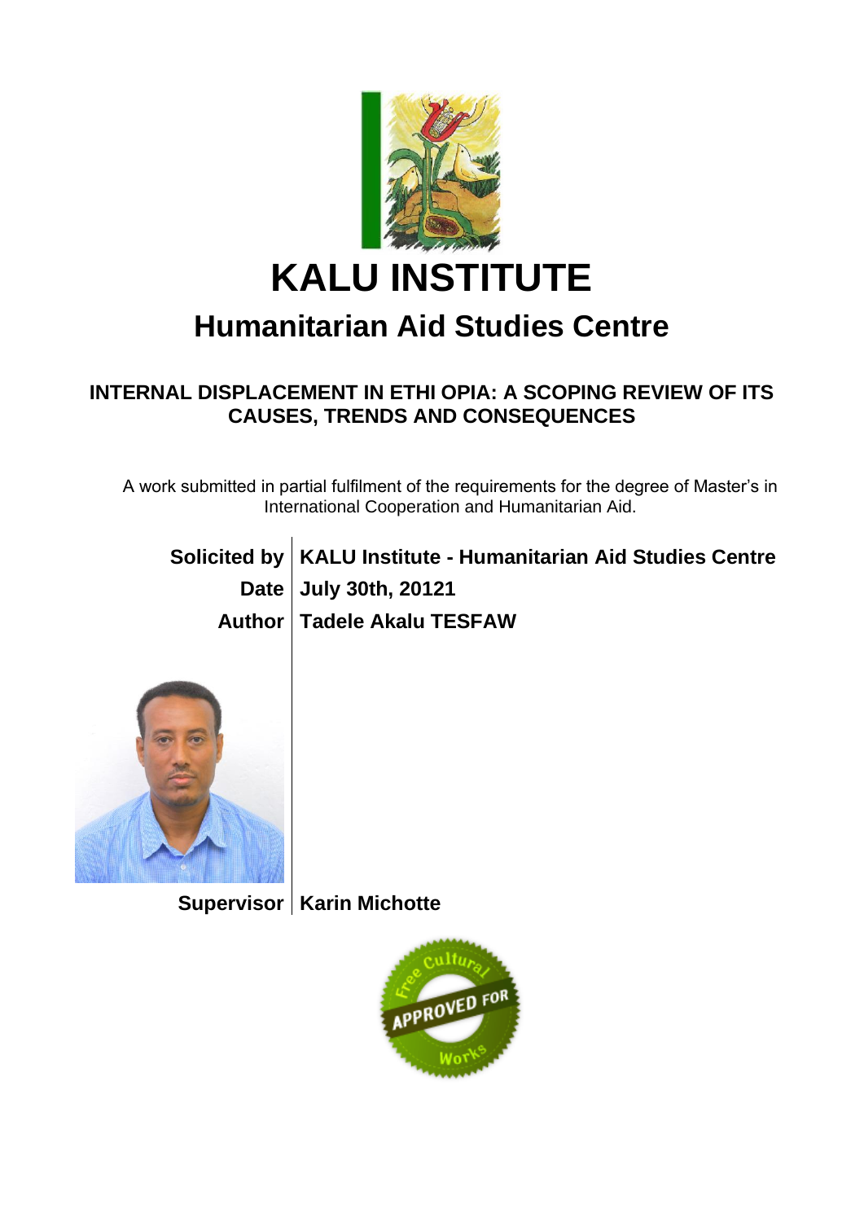# KALU INSTITUTE

## Humanitarian Aid Studies Centre

### INTERNAL DISPLACEMENT IN ETHI OPIA: A SCOPING REVIEW OF ITS CAUSES, TRENDS AND CONSEQUENCES

A work submitted in partial fulfilment of the requirements for the degree of Master's in International Cooperation and Humanitarian Aid.

| | |
|---|---|
| **Solicited by** | **KALU Institute - Humanitarian Aid Studies Centre** |
| **Date** | **July 30th, 20121** |
| **Author** | **Tadele Akalu TESFAW** |
| **Supervisor** | **Karin Michotte** |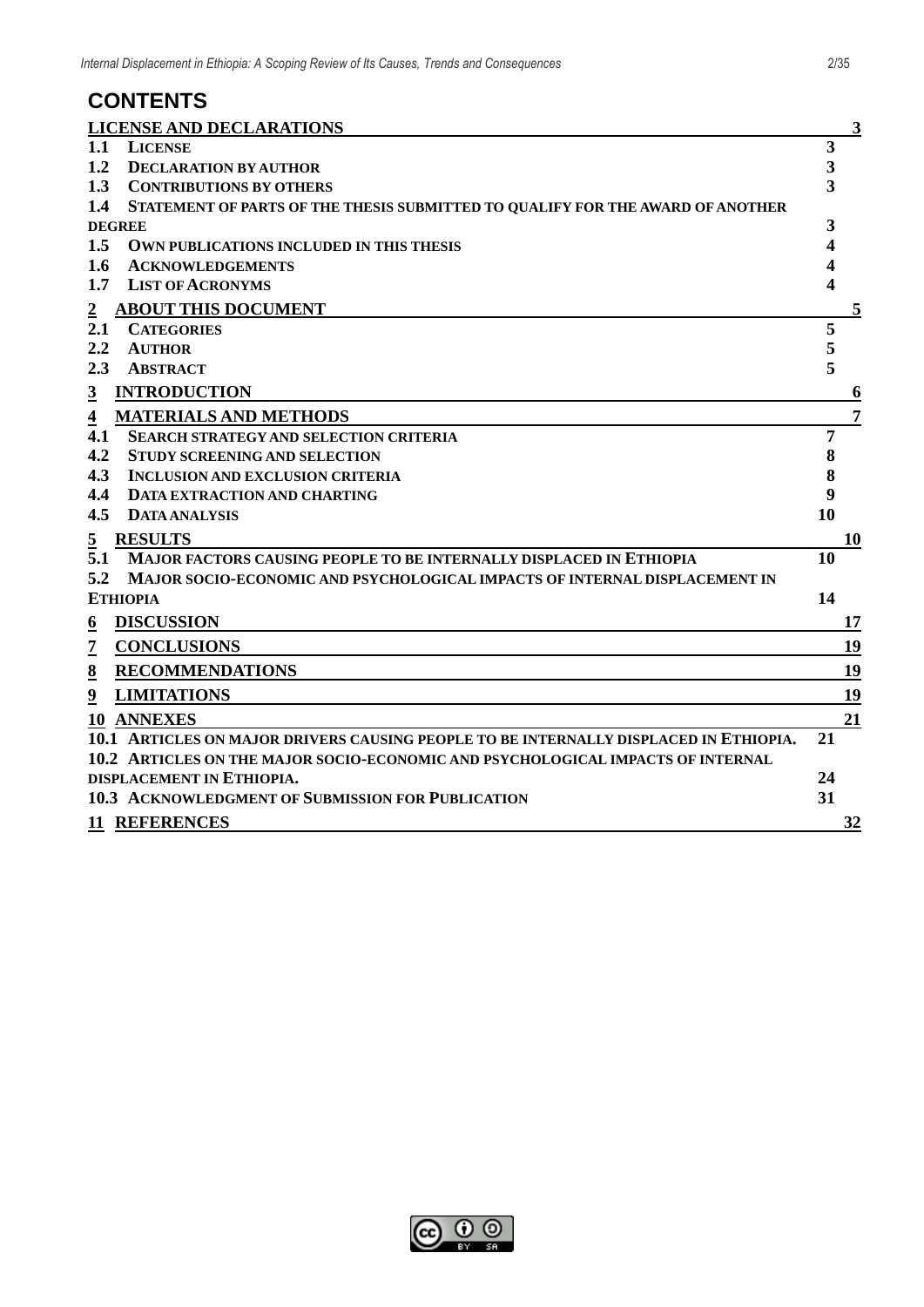# CONTENTS

LICENSE AND DECLARATIONS 3
- 1.1 LICENSE 3
- 1.2 DECLARATION BY AUTHOR 3
- 1.3 CONTRIBUTIONS BY OTHERS 3
- 1.4 STATEMENT OF PARTS OF THE THESIS SUBMITTED TO QUALIFY FOR THE AWARD OF ANOTHER DEGREE 3
- 1.5 OWN PUBLICATIONS INCLUDED IN THIS THESIS 4
- 1.6 ACKNOWLEDGEMENTS 4
- 1.7 LIST OF ACRONYMS 4

2 ABOUT THIS DOCUMENT 5
- 2.1 CATEGORIES 5
- 2.2 AUTHOR 5
- 2.3 ABSTRACT 5

3 INTRODUCTION 6

4 MATERIALS AND METHODS 7
- 4.1 SEARCH STRATEGY AND SELECTION CRITERIA 7
- 4.2 STUDY SCREENING AND SELECTION 8
- 4.3 INCLUSION AND EXCLUSION CRITERIA 8
- 4.4 DATA EXTRACTION AND CHARTING 9
- 4.5 DATA ANALYSIS 10

5 RESULTS 10
- 5.1 MAJOR FACTORS CAUSING PEOPLE TO BE INTERNALLY DISPLACED IN ETHIOPIA 10
- 5.2 MAJOR SOCIO-ECONOMIC AND PSYCHOLOGICAL IMPACTS OF INTERNAL DISPLACEMENT IN ETHIOPIA 14

6 DISCUSSION 17

7 CONCLUSIONS 19

8 RECOMMENDATIONS 19

9 LIMITATIONS 19

10 ANNEXES 21
- 10.1 ARTICLES ON MAJOR DRIVERS CAUSING PEOPLE TO BE INTERNALLY DISPLACED IN ETHIOPIA. 21
- 10.2 ARTICLES ON THE MAJOR SOCIO-ECONOMIC AND PSYCHOLOGICAL IMPACTS OF INTERNAL DISPLACEMENT IN ETHIOPIA. 24
- 10.3 ACKNOWLEDGMENT OF SUBMISSION FOR PUBLICATION 31

11 REFERENCES 32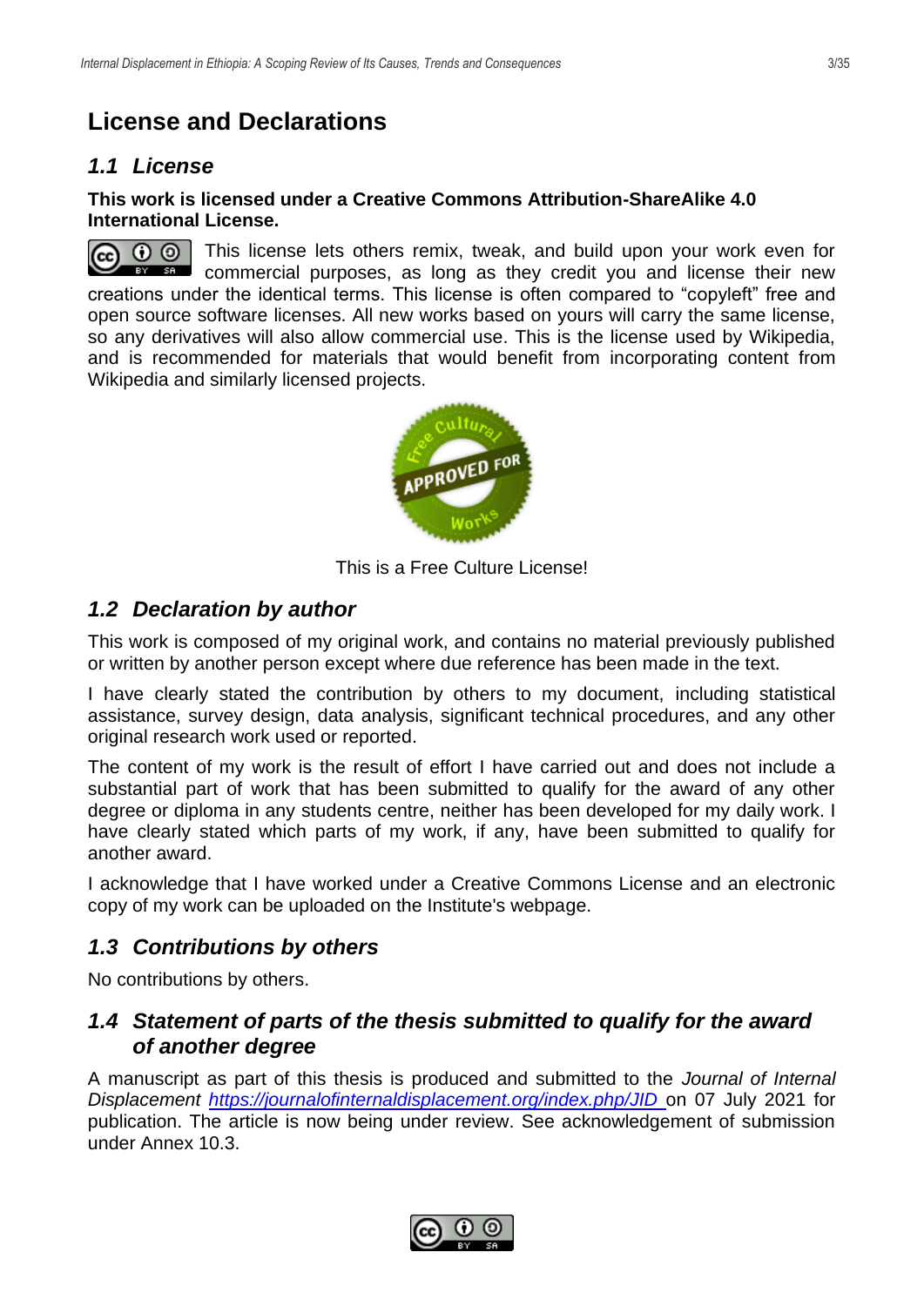# License and Declarations

## 1.1 License

**This work is licensed under a Creative Commons Attribution-ShareAlike 4.0 International License.**

This license lets others remix, tweak, and build upon your work even for commercial purposes, as long as they credit you and license their new creations under the identical terms. This license is often compared to "copyleft" free and open source software licenses. All new works based on yours will carry the same license, so any derivatives will also allow commercial use. This is the license used by Wikipedia, and is recommended for materials that would benefit from incorporating content from Wikipedia and similarly licensed projects.

This is a Free Culture License!

## 1.2 Declaration by author

This work is composed of my original work, and contains no material previously published or written by another person except where due reference has been made in the text.

I have clearly stated the contribution by others to my document, including statistical assistance, survey design, data analysis, significant technical procedures, and any other original research work used or reported.

The content of my work is the result of effort I have carried out and does not include a substantial part of work that has been submitted to qualify for the award of any other degree or diploma in any students centre, neither has been developed for my daily work. I have clearly stated which parts of my work, if any, have been submitted to qualify for another award.

I acknowledge that I have worked under a Creative Commons License and an electronic copy of my work can be uploaded on the Institute's webpage.

## 1.3 Contributions by others

No contributions by others.

## 1.4 Statement of parts of the thesis submitted to qualify for the award of another degree

A manuscript as part of this thesis is produced and submitted to the *Journal of Internal Displacement* https://journalofinternaldisplacement.org/index.php/JID on 07 July 2021 for publication. The article is now being under review. See acknowledgement of submission under Annex 10.3.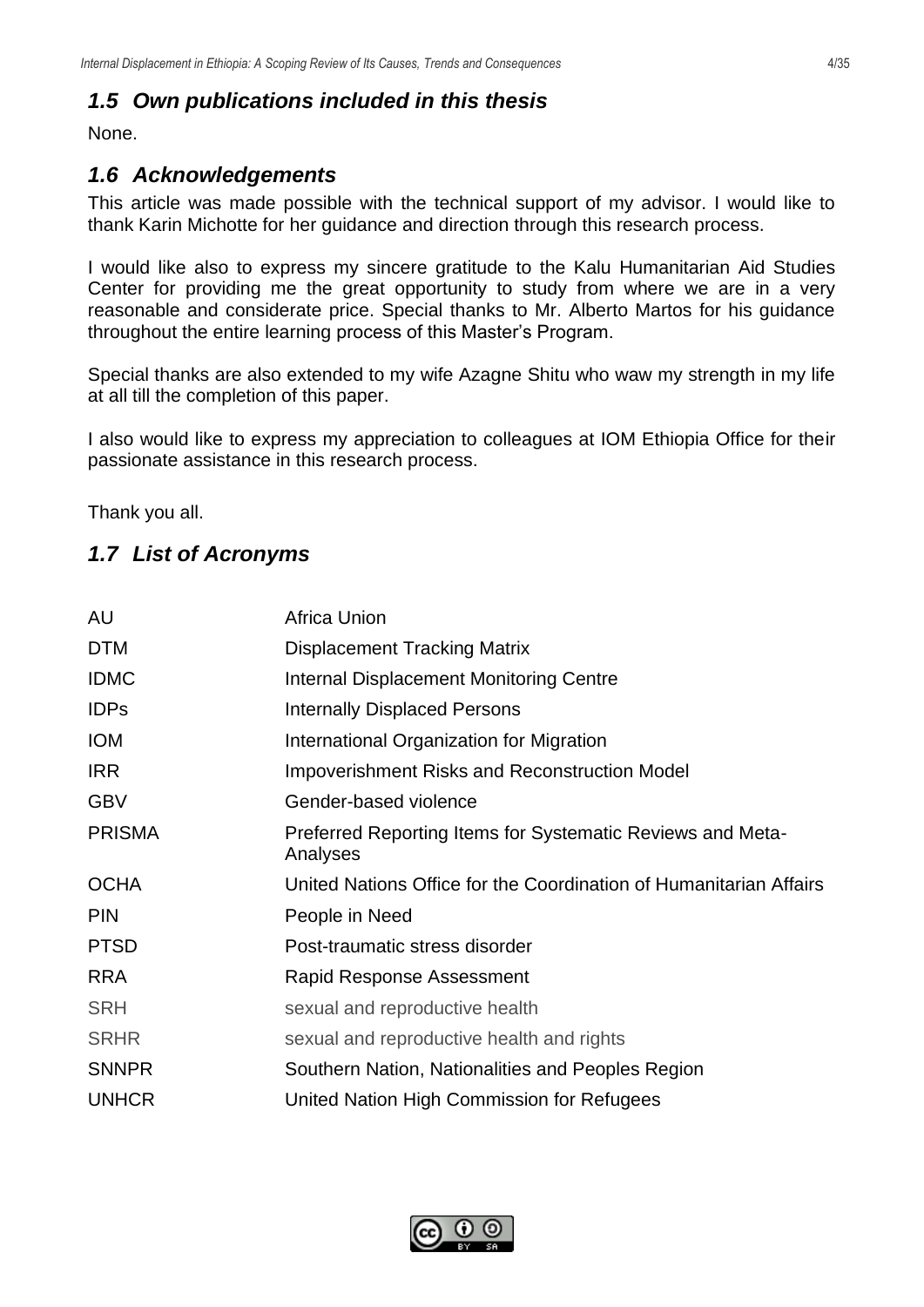## *1.5 Own publications included in this thesis*

None.

## *1.6 Acknowledgements*

This article was made possible with the technical support of my advisor. I would like to thank Karin Michotte for her guidance and direction through this research process.

I would like also to express my sincere gratitude to the Kalu Humanitarian Aid Studies Center for providing me the great opportunity to study from where we are in a very reasonable and considerate price. Special thanks to Mr. Alberto Martos for his guidance throughout the entire learning process of this Master's Program.

Special thanks are also extended to my wife Azagne Shitu who waw my strength in my life at all till the completion of this paper.

I also would like to express my appreciation to colleagues at IOM Ethiopia Office for their passionate assistance in this research process.

Thank you all.

## *1.7 List of Acronyms*

| | |
|---|---|
| AU | Africa Union |
| DTM | Displacement Tracking Matrix |
| IDMC | Internal Displacement Monitoring Centre |
| IDPs | Internally Displaced Persons |
| IOM | International Organization for Migration |
| IRR | Impoverishment Risks and Reconstruction Model |
| GBV | Gender-based violence |
| PRISMA | Preferred Reporting Items for Systematic Reviews and Meta-Analyses |
| OCHA | United Nations Office for the Coordination of Humanitarian Affairs |
| PIN | People in Need |
| PTSD | Post-traumatic stress disorder |
| RRA | Rapid Response Assessment |
| SRH | sexual and reproductive health |
| SRHR | sexual and reproductive health and rights |
| SNNPR | Southern Nation, Nationalities and Peoples Region |
| UNHCR | United Nation High Commission for Refugees |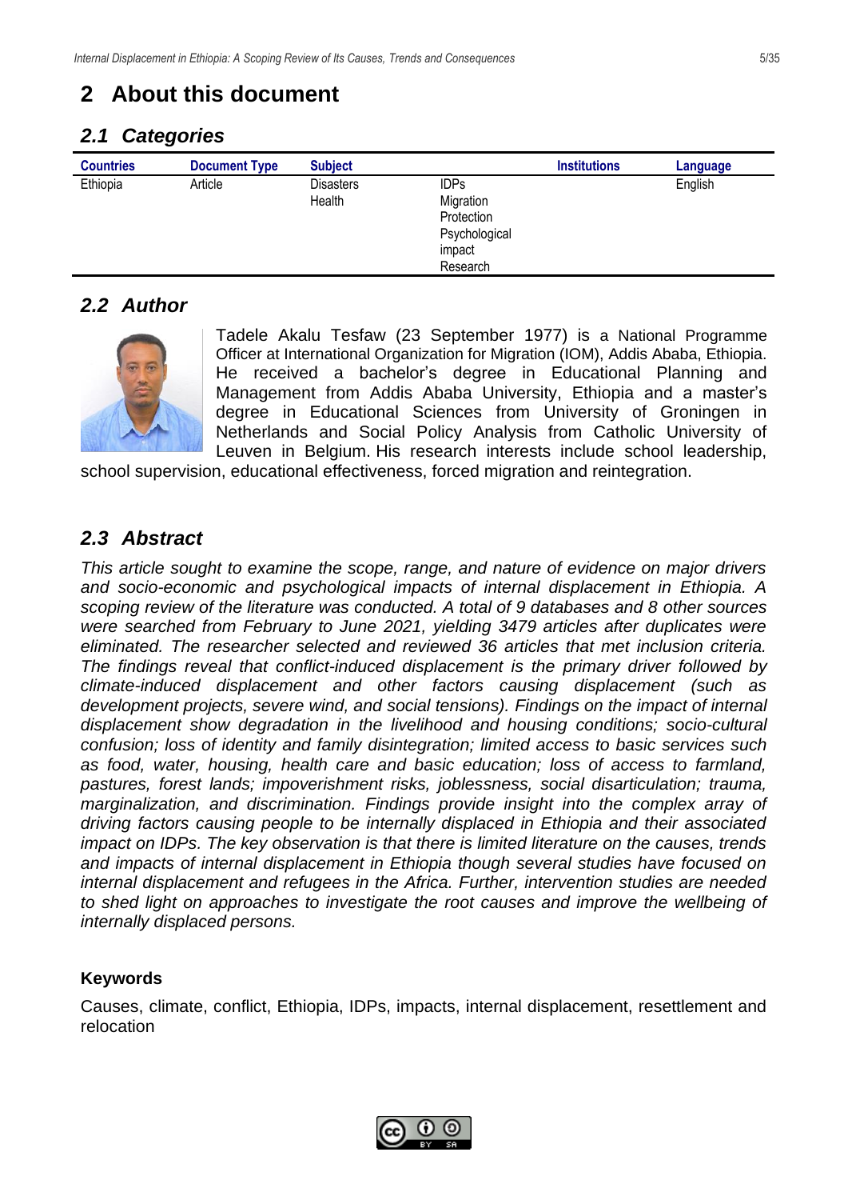# 2 About this document

## 2.1 Categories

| Countries | Document Type | Subject | | Institutions | Language |
|---|---|---|---|---|---|
| Ethiopia | Article | Disasters<br>Health | IDPs<br>Migration<br>Protection<br>Psychological impact<br>Research | | English |

## 2.2 Author

Tadele Akalu Tesfaw (23 September 1977) is a National Programme Officer at International Organization for Migration (IOM), Addis Ababa, Ethiopia. He received a bachelor's degree in Educational Planning and Management from Addis Ababa University, Ethiopia and a master's degree in Educational Sciences from University of Groningen in Netherlands and Social Policy Analysis from Catholic University of Leuven in Belgium. His research interests include school leadership, school supervision, educational effectiveness, forced migration and reintegration.

## 2.3 Abstract

*This article sought to examine the scope, range, and nature of evidence on major drivers and socio-economic and psychological impacts of internal displacement in Ethiopia. A scoping review of the literature was conducted. A total of 9 databases and 8 other sources were searched from February to June 2021, yielding 3479 articles after duplicates were eliminated. The researcher selected and reviewed 36 articles that met inclusion criteria. The findings reveal that conflict-induced displacement is the primary driver followed by climate-induced displacement and other factors causing displacement (such as development projects, severe wind, and social tensions). Findings on the impact of internal displacement show degradation in the livelihood and housing conditions; socio-cultural confusion; loss of identity and family disintegration; limited access to basic services such as food, water, housing, health care and basic education; loss of access to farmland, pastures, forest lands; impoverishment risks, joblessness, social disarticulation; trauma, marginalization, and discrimination. Findings provide insight into the complex array of driving factors causing people to be internally displaced in Ethiopia and their associated impact on IDPs. The key observation is that there is limited literature on the causes, trends and impacts of internal displacement in Ethiopia though several studies have focused on internal displacement and refugees in the Africa. Further, intervention studies are needed to shed light on approaches to investigate the root causes and improve the wellbeing of internally displaced persons.*

**Keywords**

Causes, climate, conflict, Ethiopia, IDPs, impacts, internal displacement, resettlement and relocation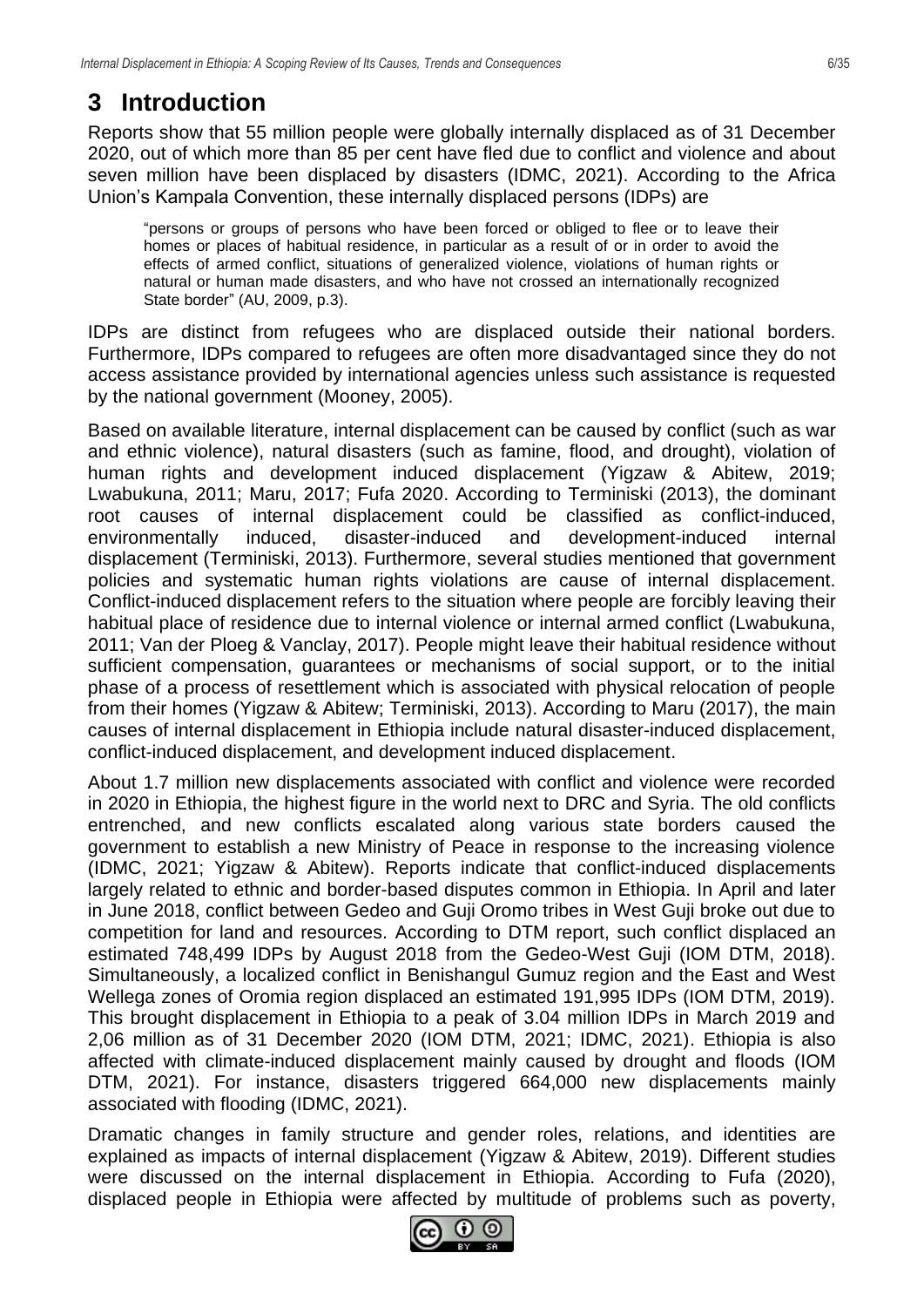# 3 Introduction

Reports show that 55 million people were globally internally displaced as of 31 December 2020, out of which more than 85 per cent have fled due to conflict and violence and about seven million have been displaced by disasters (IDMC, 2021). According to the Africa Union's Kampala Convention, these internally displaced persons (IDPs) are

> "persons or groups of persons who have been forced or obliged to flee or to leave their homes or places of habitual residence, in particular as a result of or in order to avoid the effects of armed conflict, situations of generalized violence, violations of human rights or natural or human made disasters, and who have not crossed an internationally recognized State border" (AU, 2009, p.3).

IDPs are distinct from refugees who are displaced outside their national borders. Furthermore, IDPs compared to refugees are often more disadvantaged since they do not access assistance provided by international agencies unless such assistance is requested by the national government (Mooney, 2005).

Based on available literature, internal displacement can be caused by conflict (such as war and ethnic violence), natural disasters (such as famine, flood, and drought), violation of human rights and development induced displacement (Yigzaw & Abitew, 2019; Lwabukuna, 2011; Maru, 2017; Fufa 2020. According to Terminiski (2013), the dominant root causes of internal displacement could be classified as conflict-induced, environmentally induced, disaster-induced and development-induced internal displacement (Terminiski, 2013). Furthermore, several studies mentioned that government policies and systematic human rights violations are cause of internal displacement. Conflict-induced displacement refers to the situation where people are forcibly leaving their habitual place of residence due to internal violence or internal armed conflict (Lwabukuna, 2011; Van der Ploeg & Vanclay, 2017). People might leave their habitual residence without sufficient compensation, guarantees or mechanisms of social support, or to the initial phase of a process of resettlement which is associated with physical relocation of people from their homes (Yigzaw & Abitew; Terminiski, 2013). According to Maru (2017), the main causes of internal displacement in Ethiopia include natural disaster-induced displacement, conflict-induced displacement, and development induced displacement.

About 1.7 million new displacements associated with conflict and violence were recorded in 2020 in Ethiopia, the highest figure in the world next to DRC and Syria. The old conflicts entrenched, and new conflicts escalated along various state borders caused the government to establish a new Ministry of Peace in response to the increasing violence (IDMC, 2021; Yigzaw & Abitew). Reports indicate that conflict-induced displacements largely related to ethnic and border-based disputes common in Ethiopia. In April and later in June 2018, conflict between Gedeo and Guji Oromo tribes in West Guji broke out due to competition for land and resources. According to DTM report, such conflict displaced an estimated 748,499 IDPs by August 2018 from the Gedeo-West Guji (IOM DTM, 2018). Simultaneously, a localized conflict in Benishangul Gumuz region and the East and West Wellega zones of Oromia region displaced an estimated 191,995 IDPs (IOM DTM, 2019). This brought displacement in Ethiopia to a peak of 3.04 million IDPs in March 2019 and 2,06 million as of 31 December 2020 (IOM DTM, 2021; IDMC, 2021). Ethiopia is also affected with climate-induced displacement mainly caused by drought and floods (IOM DTM, 2021). For instance, disasters triggered 664,000 new displacements mainly associated with flooding (IDMC, 2021).

Dramatic changes in family structure and gender roles, relations, and identities are explained as impacts of internal displacement (Yigzaw & Abitew, 2019). Different studies were discussed on the internal displacement in Ethiopia. According to Fufa (2020), displaced people in Ethiopia were affected by multitude of problems such as poverty,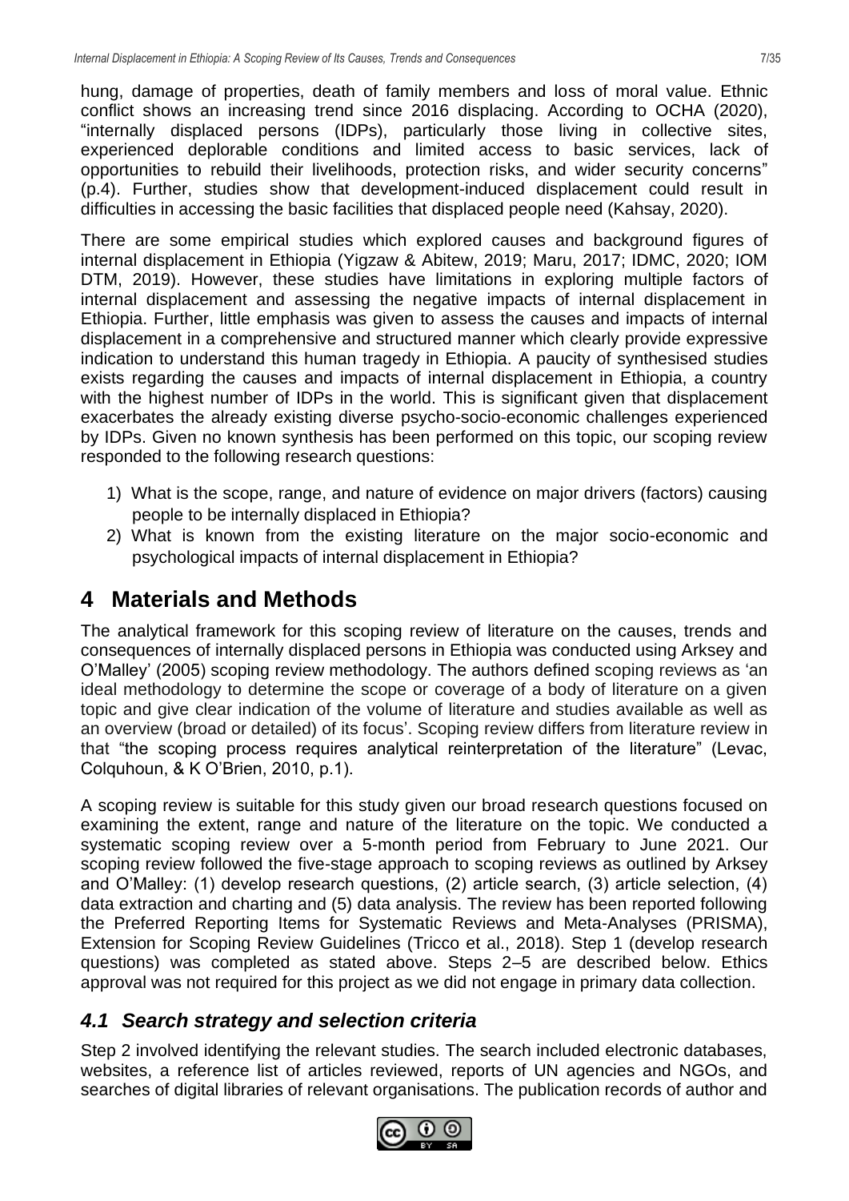hung, damage of properties, death of family members and loss of moral value. Ethnic conflict shows an increasing trend since 2016 displacing. According to OCHA (2020), "internally displaced persons (IDPs), particularly those living in collective sites, experienced deplorable conditions and limited access to basic services, lack of opportunities to rebuild their livelihoods, protection risks, and wider security concerns" (p.4). Further, studies show that development-induced displacement could result in difficulties in accessing the basic facilities that displaced people need (Kahsay, 2020).

There are some empirical studies which explored causes and background figures of internal displacement in Ethiopia (Yigzaw & Abitew, 2019; Maru, 2017; IDMC, 2020; IOM DTM, 2019). However, these studies have limitations in exploring multiple factors of internal displacement and assessing the negative impacts of internal displacement in Ethiopia. Further, little emphasis was given to assess the causes and impacts of internal displacement in a comprehensive and structured manner which clearly provide expressive indication to understand this human tragedy in Ethiopia. A paucity of synthesised studies exists regarding the causes and impacts of internal displacement in Ethiopia, a country with the highest number of IDPs in the world. This is significant given that displacement exacerbates the already existing diverse psycho-socio-economic challenges experienced by IDPs. Given no known synthesis has been performed on this topic, our scoping review responded to the following research questions:

1) What is the scope, range, and nature of evidence on major drivers (factors) causing people to be internally displaced in Ethiopia?
2) What is known from the existing literature on the major socio-economic and psychological impacts of internal displacement in Ethiopia?

# 4 Materials and Methods

The analytical framework for this scoping review of literature on the causes, trends and consequences of internally displaced persons in Ethiopia was conducted using Arksey and O'Malley' (2005) scoping review methodology. The authors defined scoping reviews as 'an ideal methodology to determine the scope or coverage of a body of literature on a given topic and give clear indication of the volume of literature and studies available as well as an overview (broad or detailed) of its focus'. Scoping review differs from literature review in that "the scoping process requires analytical reinterpretation of the literature" (Levac, Colquhoun, & K O'Brien, 2010, p.1).

A scoping review is suitable for this study given our broad research questions focused on examining the extent, range and nature of the literature on the topic. We conducted a systematic scoping review over a 5-month period from February to June 2021. Our scoping review followed the five-stage approach to scoping reviews as outlined by Arksey and O'Malley: (1) develop research questions, (2) article search, (3) article selection, (4) data extraction and charting and (5) data analysis. The review has been reported following the Preferred Reporting Items for Systematic Reviews and Meta-Analyses (PRISMA), Extension for Scoping Review Guidelines (Tricco et al., 2018). Step 1 (develop research questions) was completed as stated above. Steps 2–5 are described below. Ethics approval was not required for this project as we did not engage in primary data collection.

## *4.1 Search strategy and selection criteria*

Step 2 involved identifying the relevant studies. The search included electronic databases, websites, a reference list of articles reviewed, reports of UN agencies and NGOs, and searches of digital libraries of relevant organisations. The publication records of author and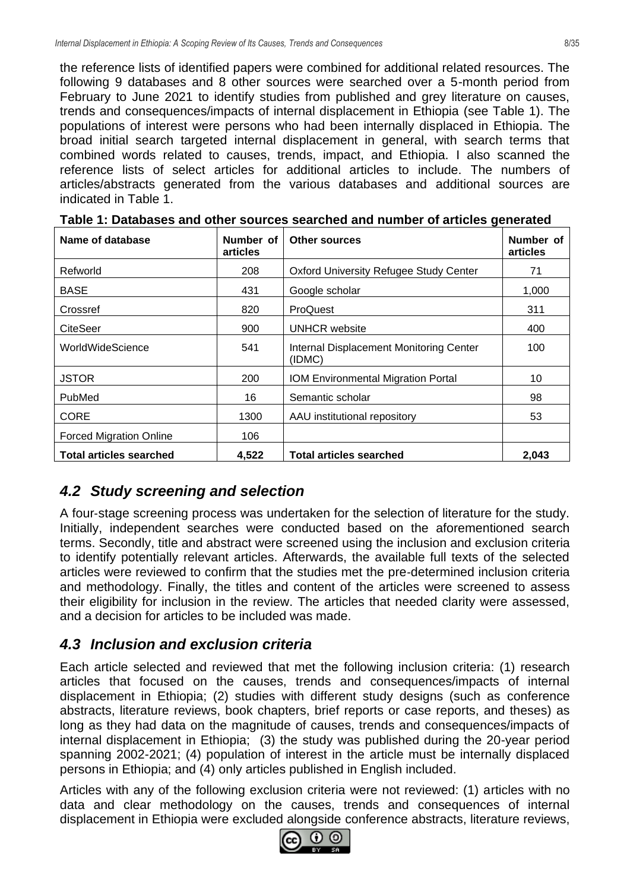the reference lists of identified papers were combined for additional related resources. The following 9 databases and 8 other sources were searched over a 5-month period from February to June 2021 to identify studies from published and grey literature on causes, trends and consequences/impacts of internal displacement in Ethiopia (see Table 1). The populations of interest were persons who had been internally displaced in Ethiopia. The broad initial search targeted internal displacement in general, with search terms that combined words related to causes, trends, impact, and Ethiopia. I also scanned the reference lists of select articles for additional articles to include. The numbers of articles/abstracts generated from the various databases and additional sources are indicated in Table 1.

**Table 1: Databases and other sources searched and number of articles generated**

| Name of database | Number of articles | Other sources | Number of articles |
|---|---|---|---|
| Refworld | 208 | Oxford University Refugee Study Center | 71 |
| BASE | 431 | Google scholar | 1,000 |
| Crossref | 820 | ProQuest | 311 |
| CiteSeer | 900 | UNHCR website | 400 |
| WorldWideScience | 541 | Internal Displacement Monitoring Center (IDMC) | 100 |
| JSTOR | 200 | IOM Environmental Migration Portal | 10 |
| PubMed | 16 | Semantic scholar | 98 |
| CORE | 1300 | AAU institutional repository | 53 |
| Forced Migration Online | 106 | | |
| **Total articles searched** | **4,522** | **Total articles searched** | **2,043** |

## *4.2 Study screening and selection*

A four-stage screening process was undertaken for the selection of literature for the study. Initially, independent searches were conducted based on the aforementioned search terms. Secondly, title and abstract were screened using the inclusion and exclusion criteria to identify potentially relevant articles. Afterwards, the available full texts of the selected articles were reviewed to confirm that the studies met the pre-determined inclusion criteria and methodology. Finally, the titles and content of the articles were screened to assess their eligibility for inclusion in the review. The articles that needed clarity were assessed, and a decision for articles to be included was made.

## *4.3 Inclusion and exclusion criteria*

Each article selected and reviewed that met the following inclusion criteria: (1) research articles that focused on the causes, trends and consequences/impacts of internal displacement in Ethiopia; (2) studies with different study designs (such as conference abstracts, literature reviews, book chapters, brief reports or case reports, and theses) as long as they had data on the magnitude of causes, trends and consequences/impacts of internal displacement in Ethiopia; (3) the study was published during the 20-year period spanning 2002-2021; (4) population of interest in the article must be internally displaced persons in Ethiopia; and (4) only articles published in English included.

Articles with any of the following exclusion criteria were not reviewed: (1) articles with no data and clear methodology on the causes, trends and consequences of internal displacement in Ethiopia were excluded alongside conference abstracts, literature reviews,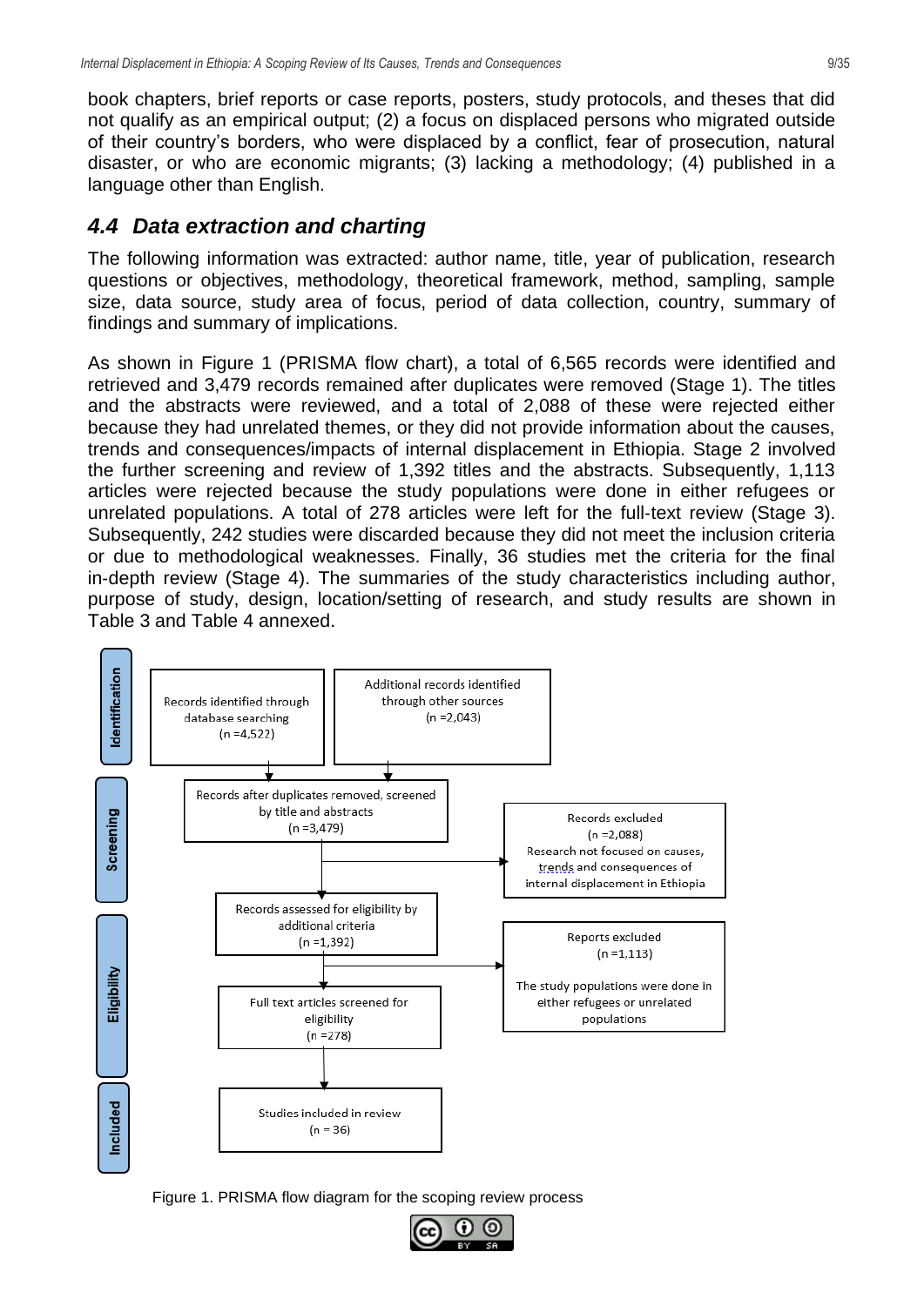book chapters, brief reports or case reports, posters, study protocols, and theses that did not qualify as an empirical output; (2) a focus on displaced persons who migrated outside of their country's borders, who were displaced by a conflict, fear of prosecution, natural disaster, or who are economic migrants; (3) lacking a methodology; (4) published in a language other than English.

### 4.4 Data extraction and charting

The following information was extracted: author name, title, year of publication, research questions or objectives, methodology, theoretical framework, method, sampling, sample size, data source, study area of focus, period of data collection, country, summary of findings and summary of implications.

As shown in Figure 1 (PRISMA flow chart), a total of 6,565 records were identified and retrieved and 3,479 records remained after duplicates were removed (Stage 1). The titles and the abstracts were reviewed, and a total of 2,088 of these were rejected either because they had unrelated themes, or they did not provide information about the causes, trends and consequences/impacts of internal displacement in Ethiopia. Stage 2 involved the further screening and review of 1,392 titles and the abstracts. Subsequently, 1,113 articles were rejected because the study populations were done in either refugees or unrelated populations. A total of 278 articles were left for the full-text review (Stage 3). Subsequently, 242 studies were discarded because they did not meet the inclusion criteria or due to methodological weaknesses. Finally, 36 studies met the criteria for the final in-depth review (Stage 4). The summaries of the study characteristics including author, purpose of study, design, location/setting of research, and study results are shown in Table 3 and Table 4 annexed.

**Identification**

- Records identified through database searching (n =4,522)
- Additional records identified through other sources (n =2,043)

**Screening**

- Records after duplicates removed, screened by title and abstracts (n =3,479)
- Records excluded (n =2,088) Research not focused on causes, trends and consequences of internal displacement in Ethiopia

**Eligibility**

- Records assessed for eligibility by additional criteria (n =1,392)
- Reports excluded (n =1,113) The study populations were done in either refugees or unrelated populations
- Full text articles screened for eligibility (n =278)

**Included**

- Studies included in review (n = 36)

Figure 1. PRISMA flow diagram for the scoping review process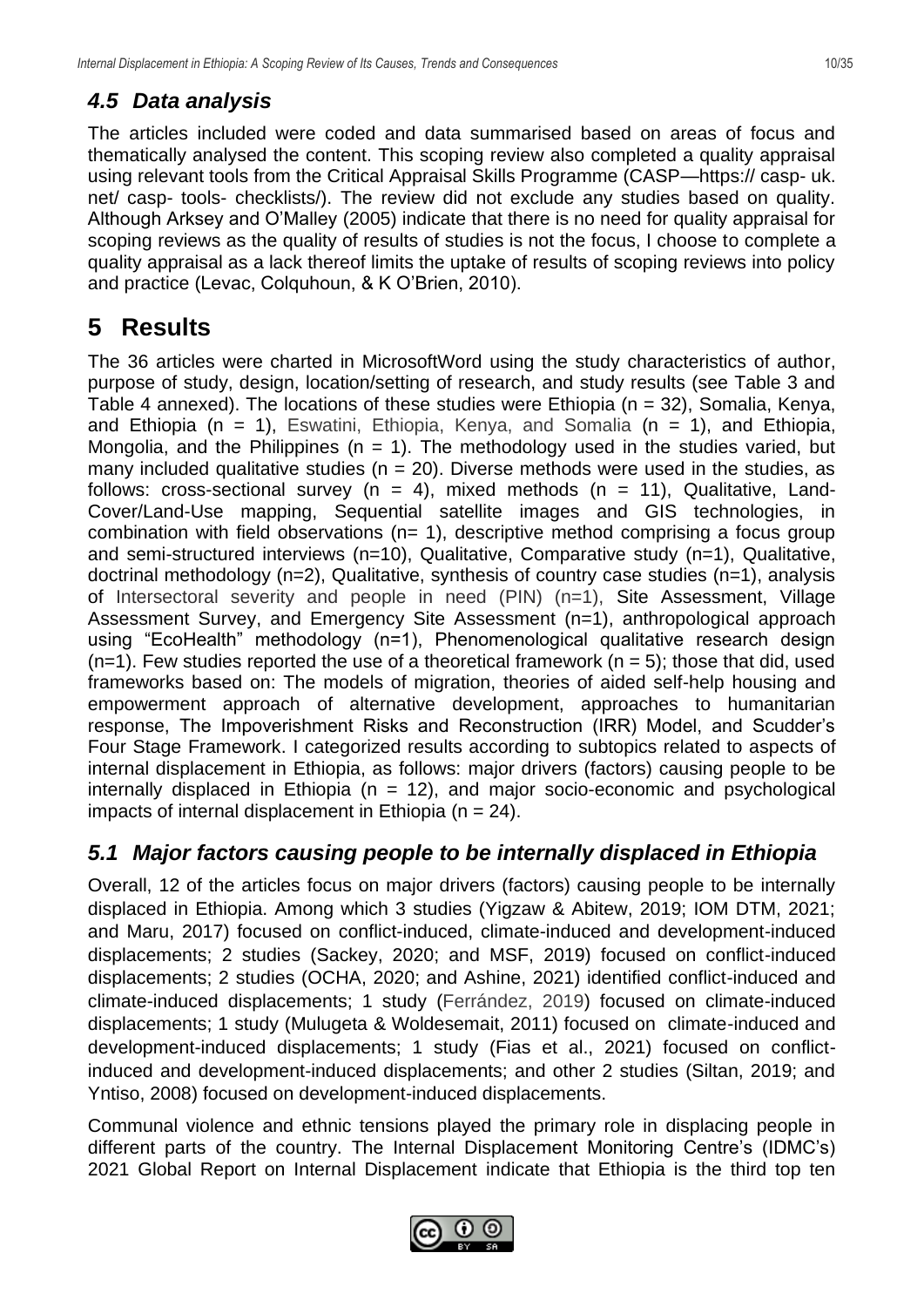## 4.5 Data analysis

The articles included were coded and data summarised based on areas of focus and thematically analysed the content. This scoping review also completed a quality appraisal using relevant tools from the Critical Appraisal Skills Programme (CASP—https:// casp- uk. net/ casp- tools- checklists/). The review did not exclude any studies based on quality. Although Arksey and O'Malley (2005) indicate that there is no need for quality appraisal for scoping reviews as the quality of results of studies is not the focus, I choose to complete a quality appraisal as a lack thereof limits the uptake of results of scoping reviews into policy and practice (Levac, Colquhoun, & K O'Brien, 2010).

# 5 Results

The 36 articles were charted in MicrosoftWord using the study characteristics of author, purpose of study, design, location/setting of research, and study results (see Table 3 and Table 4 annexed). The locations of these studies were Ethiopia (n = 32), Somalia, Kenya, and Ethiopia (n = 1), Eswatini, Ethiopia, Kenya, and Somalia (n = 1), and Ethiopia, Mongolia, and the Philippines (n = 1). The methodology used in the studies varied, but many included qualitative studies (n = 20). Diverse methods were used in the studies, as follows: cross-sectional survey (n = 4), mixed methods (n = 11), Qualitative, Land-Cover/Land-Use mapping, Sequential satellite images and GIS technologies, in combination with field observations (n= 1), descriptive method comprising a focus group and semi-structured interviews (n=10), Qualitative, Comparative study (n=1), Qualitative, doctrinal methodology (n=2), Qualitative, synthesis of country case studies (n=1), analysis of Intersectoral severity and people in need (PIN) (n=1), Site Assessment, Village Assessment Survey, and Emergency Site Assessment (n=1), anthropological approach using "EcoHealth" methodology (n=1), Phenomenological qualitative research design (n=1). Few studies reported the use of a theoretical framework (n = 5); those that did, used frameworks based on: The models of migration, theories of aided self-help housing and empowerment approach of alternative development, approaches to humanitarian response, The Impoverishment Risks and Reconstruction (IRR) Model, and Scudder's Four Stage Framework. I categorized results according to subtopics related to aspects of internal displacement in Ethiopia, as follows: major drivers (factors) causing people to be internally displaced in Ethiopia (n = 12), and major socio-economic and psychological impacts of internal displacement in Ethiopia (n = 24).

## 5.1 Major factors causing people to be internally displaced in Ethiopia

Overall, 12 of the articles focus on major drivers (factors) causing people to be internally displaced in Ethiopia. Among which 3 studies (Yigzaw & Abitew, 2019; IOM DTM, 2021; and Maru, 2017) focused on conflict-induced, climate-induced and development-induced displacements; 2 studies (Sackey, 2020; and MSF, 2019) focused on conflict-induced displacements; 2 studies (OCHA, 2020; and Ashine, 2021) identified conflict-induced and climate-induced displacements; 1 study (Ferrández, 2019) focused on climate-induced displacements; 1 study (Mulugeta & Woldesemait, 2011) focused on climate-induced and development-induced displacements; 1 study (Fias et al., 2021) focused on conflict-induced and development-induced displacements; and other 2 studies (Siltan, 2019; and Yntiso, 2008) focused on development-induced displacements.

Communal violence and ethnic tensions played the primary role in displacing people in different parts of the country. The Internal Displacement Monitoring Centre's (IDMC's) 2021 Global Report on Internal Displacement indicate that Ethiopia is the third top ten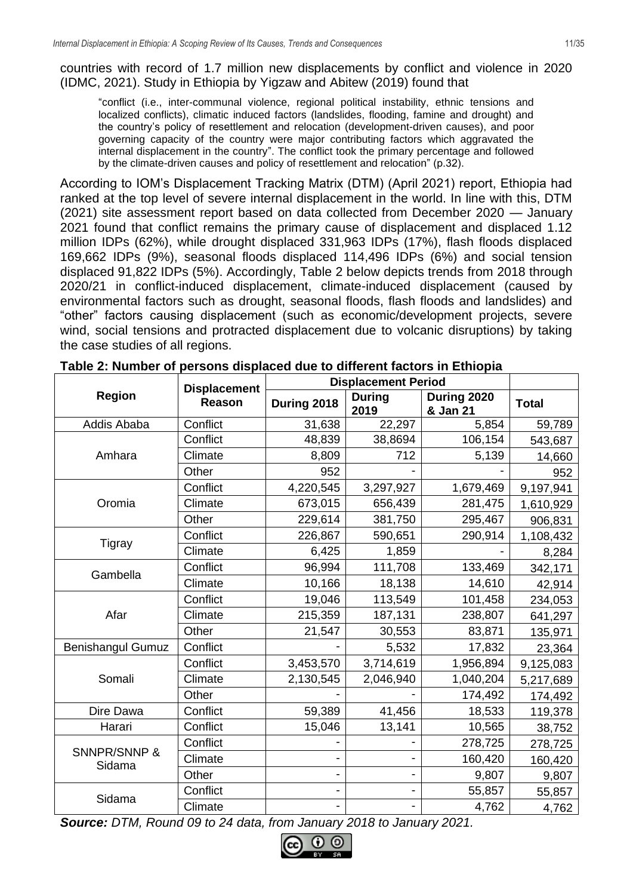countries with record of 1.7 million new displacements by conflict and violence in 2020 (IDMC, 2021). Study in Ethiopia by Yigzaw and Abitew (2019) found that

> "conflict (i.e., inter-communal violence, regional political instability, ethnic tensions and localized conflicts), climatic induced factors (landslides, flooding, famine and drought) and the country's policy of resettlement and relocation (development-driven causes), and poor governing capacity of the country were major contributing factors which aggravated the internal displacement in the country". The conflict took the primary percentage and followed by the climate-driven causes and policy of resettlement and relocation" (p.32).

According to IOM's Displacement Tracking Matrix (DTM) (April 2021) report, Ethiopia had ranked at the top level of severe internal displacement in the world. In line with this, DTM (2021) site assessment report based on data collected from December 2020 — January 2021 found that conflict remains the primary cause of displacement and displaced 1.12 million IDPs (62%), while drought displaced 331,963 IDPs (17%), flash floods displaced 169,662 IDPs (9%), seasonal floods displaced 114,496 IDPs (6%) and social tension displaced 91,822 IDPs (5%). Accordingly, Table 2 below depicts trends from 2018 through 2020/21 in conflict-induced displacement, climate-induced displacement (caused by environmental factors such as drought, seasonal floods, flash floods and landslides) and "other" factors causing displacement (such as economic/development projects, severe wind, social tensions and protracted displacement due to volcanic disruptions) by taking the case studies of all regions.

**Table 2: Number of persons displaced due to different factors in Ethiopia**

| Region | Displacement Reason | Displacement Period | | | Total |
|---|---|---|---|---|---|
| | | During 2018 | During 2019 | During 2020 & Jan 21 | |
| Addis Ababa | Conflict | 31,638 | 22,297 | 5,854 | 59,789 |
| Amhara | Conflict | 48,839 | 38,8694 | 106,154 | 543,687 |
| | Climate | 8,809 | 712 | 5,139 | 14,660 |
| | Other | 952 | - | - | 952 |
| Oromia | Conflict | 4,220,545 | 3,297,927 | 1,679,469 | 9,197,941 |
| | Climate | 673,015 | 656,439 | 281,475 | 1,610,929 |
| | Other | 229,614 | 381,750 | 295,467 | 906,831 |
| Tigray | Conflict | 226,867 | 590,651 | 290,914 | 1,108,432 |
| | Climate | 6,425 | 1,859 | - | 8,284 |
| Gambella | Conflict | 96,994 | 111,708 | 133,469 | 342,171 |
| | Climate | 10,166 | 18,138 | 14,610 | 42,914 |
| Afar | Conflict | 19,046 | 113,549 | 101,458 | 234,053 |
| | Climate | 215,359 | 187,131 | 238,807 | 641,297 |
| | Other | 21,547 | 30,553 | 83,871 | 135,971 |
| Benishangul Gumuz | Conflict | - | 5,532 | 17,832 | 23,364 |
| Somali | Conflict | 3,453,570 | 3,714,619 | 1,956,894 | 9,125,083 |
| | Climate | 2,130,545 | 2,046,940 | 1,040,204 | 5,217,689 |
| | Other | - | - | 174,492 | 174,492 |
| Dire Dawa | Conflict | 59,389 | 41,456 | 18,533 | 119,378 |
| Harari | Conflict | 15,046 | 13,141 | 10,565 | 38,752 |
| SNNPR/SNNP & Sidama | Conflict | - | - | 278,725 | 278,725 |
| | Climate | - | - | 160,420 | 160,420 |
| | Other | - | - | 9,807 | 9,807 |
| Sidama | Conflict | - | - | 55,857 | 55,857 |
| | Climate | - | - | 4,762 | 4,762 |

***Source:*** *DTM, Round 09 to 24 data, from January 2018 to January 2021.*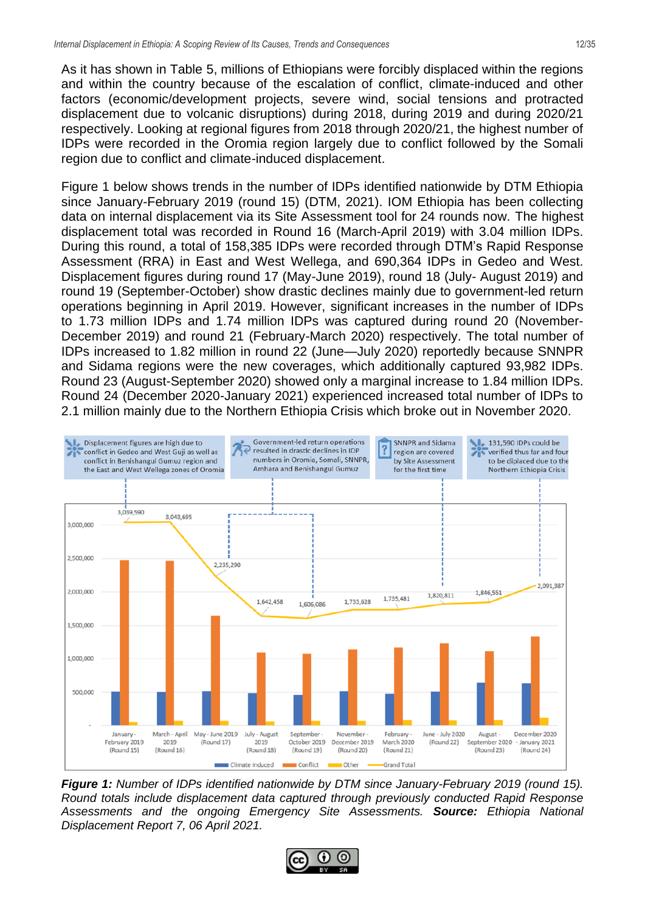As it has shown in Table 5, millions of Ethiopians were forcibly displaced within the regions and within the country because of the escalation of conflict, climate-induced and other factors (economic/development projects, severe wind, social tensions and protracted displacement due to volcanic disruptions) during 2018, during 2019 and during 2020/21 respectively. Looking at regional figures from 2018 through 2020/21, the highest number of IDPs were recorded in the Oromia region largely due to conflict followed by the Somali region due to conflict and climate-induced displacement.

Figure 1 below shows trends in the number of IDPs identified nationwide by DTM Ethiopia since January-February 2019 (round 15) (DTM, 2021). IOM Ethiopia has been collecting data on internal displacement via its Site Assessment tool for 24 rounds now. The highest displacement total was recorded in Round 16 (March-April 2019) with 3.04 million IDPs. During this round, a total of 158,385 IDPs were recorded through DTM's Rapid Response Assessment (RRA) in East and West Wellega, and 690,364 IDPs in Gedeo and West. Displacement figures during round 17 (May-June 2019), round 18 (July- August 2019) and round 19 (September-October) show drastic declines mainly due to government-led return operations beginning in April 2019. However, significant increases in the number of IDPs to 1.73 million IDPs and 1.74 million IDPs was captured during round 20 (November-December 2019) and round 21 (February-March 2020) respectively. The total number of IDPs increased to 1.82 million in round 22 (June—July 2020) reportedly because SNNPR and Sidama regions were the new coverages, which additionally captured 93,982 IDPs. Round 23 (August-September 2020) showed only a marginal increase to 1.84 million IDPs. Round 24 (December 2020-January 2021) experienced increased total number of IDPs to 2.1 million mainly due to the Northern Ethiopia Crisis which broke out in November 2020.

***Figure 1:*** *Number of IDPs identified nationwide by DTM since January-February 2019 (round 15). Round totals include displacement data captured through previously conducted Rapid Response Assessments and the ongoing Emergency Site Assessments.* ***Source:*** *Ethiopia National Displacement Report 7, 06 April 2021.*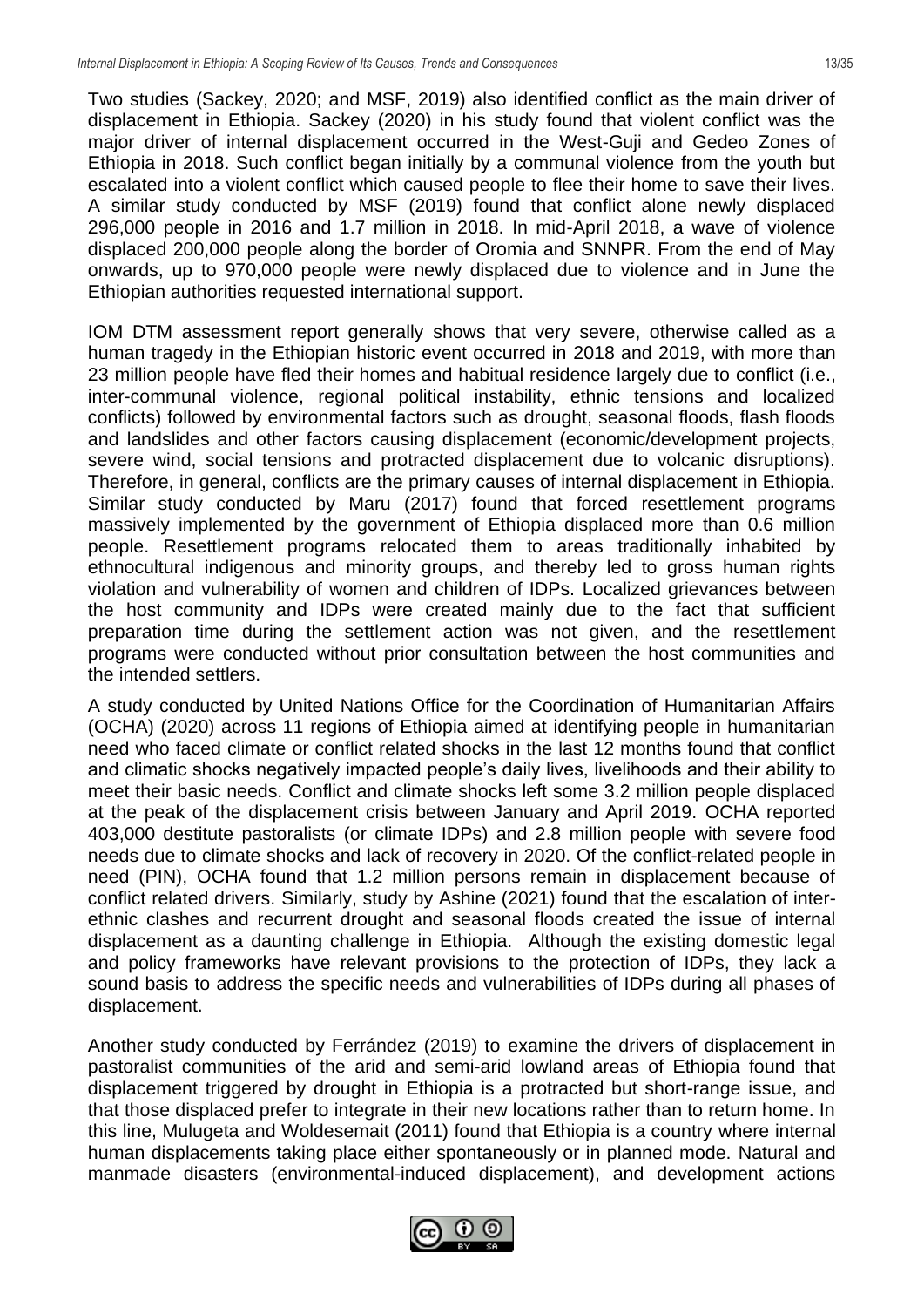Two studies (Sackey, 2020; and MSF, 2019) also identified conflict as the main driver of displacement in Ethiopia. Sackey (2020) in his study found that violent conflict was the major driver of internal displacement occurred in the West-Guji and Gedeo Zones of Ethiopia in 2018. Such conflict began initially by a communal violence from the youth but escalated into a violent conflict which caused people to flee their home to save their lives. A similar study conducted by MSF (2019) found that conflict alone newly displaced 296,000 people in 2016 and 1.7 million in 2018. In mid-April 2018, a wave of violence displaced 200,000 people along the border of Oromia and SNNPR. From the end of May onwards, up to 970,000 people were newly displaced due to violence and in June the Ethiopian authorities requested international support.

IOM DTM assessment report generally shows that very severe, otherwise called as a human tragedy in the Ethiopian historic event occurred in 2018 and 2019, with more than 23 million people have fled their homes and habitual residence largely due to conflict (i.e., inter-communal violence, regional political instability, ethnic tensions and localized conflicts) followed by environmental factors such as drought, seasonal floods, flash floods and landslides and other factors causing displacement (economic/development projects, severe wind, social tensions and protracted displacement due to volcanic disruptions). Therefore, in general, conflicts are the primary causes of internal displacement in Ethiopia. Similar study conducted by Maru (2017) found that forced resettlement programs massively implemented by the government of Ethiopia displaced more than 0.6 million people. Resettlement programs relocated them to areas traditionally inhabited by ethnocultural indigenous and minority groups, and thereby led to gross human rights violation and vulnerability of women and children of IDPs. Localized grievances between the host community and IDPs were created mainly due to the fact that sufficient preparation time during the settlement action was not given, and the resettlement programs were conducted without prior consultation between the host communities and the intended settlers.

A study conducted by United Nations Office for the Coordination of Humanitarian Affairs (OCHA) (2020) across 11 regions of Ethiopia aimed at identifying people in humanitarian need who faced climate or conflict related shocks in the last 12 months found that conflict and climatic shocks negatively impacted people's daily lives, livelihoods and their ability to meet their basic needs. Conflict and climate shocks left some 3.2 million people displaced at the peak of the displacement crisis between January and April 2019. OCHA reported 403,000 destitute pastoralists (or climate IDPs) and 2.8 million people with severe food needs due to climate shocks and lack of recovery in 2020. Of the conflict-related people in need (PIN), OCHA found that 1.2 million persons remain in displacement because of conflict related drivers. Similarly, study by Ashine (2021) found that the escalation of inter-ethnic clashes and recurrent drought and seasonal floods created the issue of internal displacement as a daunting challenge in Ethiopia. Although the existing domestic legal and policy frameworks have relevant provisions to the protection of IDPs, they lack a sound basis to address the specific needs and vulnerabilities of IDPs during all phases of displacement.

Another study conducted by Ferrández (2019) to examine the drivers of displacement in pastoralist communities of the arid and semi-arid lowland areas of Ethiopia found that displacement triggered by drought in Ethiopia is a protracted but short-range issue, and that those displaced prefer to integrate in their new locations rather than to return home. In this line, Mulugeta and Woldesemait (2011) found that Ethiopia is a country where internal human displacements taking place either spontaneously or in planned mode. Natural and manmade disasters (environmental-induced displacement), and development actions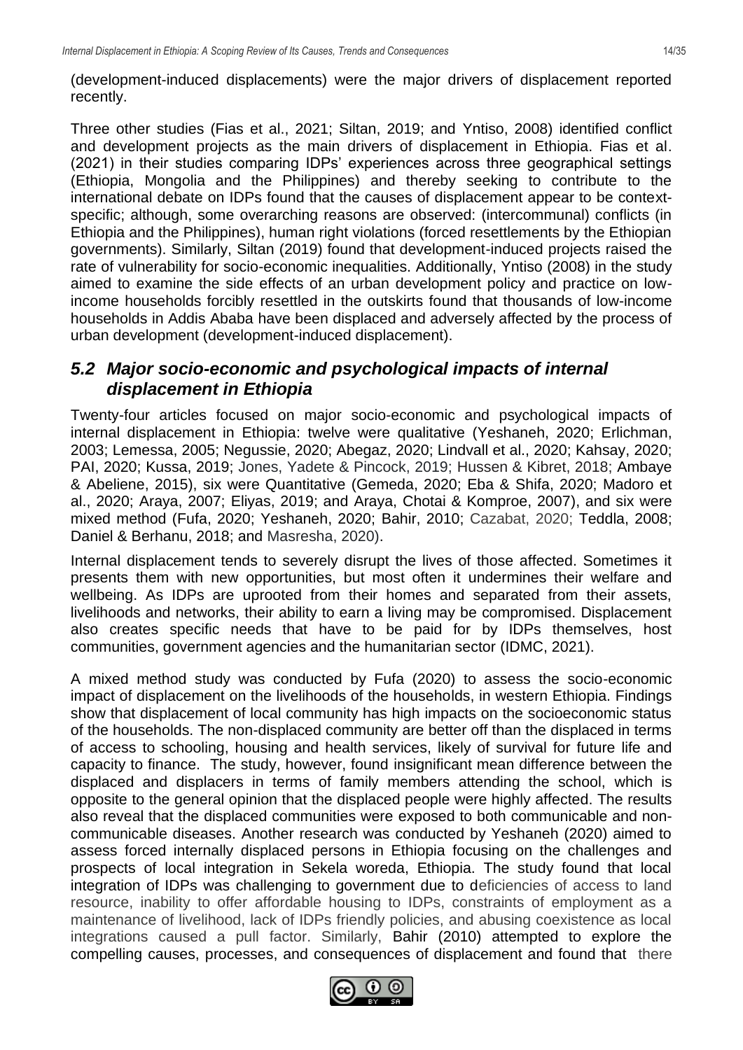(development-induced displacements) were the major drivers of displacement reported recently.

Three other studies (Fias et al., 2021; Siltan, 2019; and Yntiso, 2008) identified conflict and development projects as the main drivers of displacement in Ethiopia. Fias et al. (2021) in their studies comparing IDPs' experiences across three geographical settings (Ethiopia, Mongolia and the Philippines) and thereby seeking to contribute to the international debate on IDPs found that the causes of displacement appear to be context-specific; although, some overarching reasons are observed: (intercommunal) conflicts (in Ethiopia and the Philippines), human right violations (forced resettlements by the Ethiopian governments). Similarly, Siltan (2019) found that development-induced projects raised the rate of vulnerability for socio-economic inequalities. Additionally, Yntiso (2008) in the study aimed to examine the side effects of an urban development policy and practice on low-income households forcibly resettled in the outskirts found that thousands of low-income households in Addis Ababa have been displaced and adversely affected by the process of urban development (development-induced displacement).

## *5.2 Major socio-economic and psychological impacts of internal displacement in Ethiopia*

Twenty-four articles focused on major socio-economic and psychological impacts of internal displacement in Ethiopia: twelve were qualitative (Yeshaneh, 2020; Erlichman, 2003; Lemessa, 2005; Negussie, 2020; Abegaz, 2020; Lindvall et al., 2020; Kahsay, 2020; PAI, 2020; Kussa, 2019; Jones, Yadete & Pincock, 2019; Hussen & Kibret, 2018; Ambaye & Abeliene, 2015), six were Quantitative (Gemeda, 2020; Eba & Shifa, 2020; Madoro et al., 2020; Araya, 2007; Eliyas, 2019; and Araya, Chotai & Komproe, 2007), and six were mixed method (Fufa, 2020; Yeshaneh, 2020; Bahir, 2010; Cazabat, 2020; Teddla, 2008; Daniel & Berhanu, 2018; and Masresha, 2020).

Internal displacement tends to severely disrupt the lives of those affected. Sometimes it presents them with new opportunities, but most often it undermines their welfare and wellbeing. As IDPs are uprooted from their homes and separated from their assets, livelihoods and networks, their ability to earn a living may be compromised. Displacement also creates specific needs that have to be paid for by IDPs themselves, host communities, government agencies and the humanitarian sector (IDMC, 2021).

A mixed method study was conducted by Fufa (2020) to assess the socio-economic impact of displacement on the livelihoods of the households, in western Ethiopia. Findings show that displacement of local community has high impacts on the socioeconomic status of the households. The non-displaced community are better off than the displaced in terms of access to schooling, housing and health services, likely of survival for future life and capacity to finance. The study, however, found insignificant mean difference between the displaced and displacers in terms of family members attending the school, which is opposite to the general opinion that the displaced people were highly affected. The results also reveal that the displaced communities were exposed to both communicable and non-communicable diseases. Another research was conducted by Yeshaneh (2020) aimed to assess forced internally displaced persons in Ethiopia focusing on the challenges and prospects of local integration in Sekela woreda, Ethiopia. The study found that local integration of IDPs was challenging to government due to deficiencies of access to land resource, inability to offer affordable housing to IDPs, constraints of employment as a maintenance of livelihood, lack of IDPs friendly policies, and abusing coexistence as local integrations caused a pull factor. Similarly, Bahir (2010) attempted to explore the compelling causes, processes, and consequences of displacement and found that there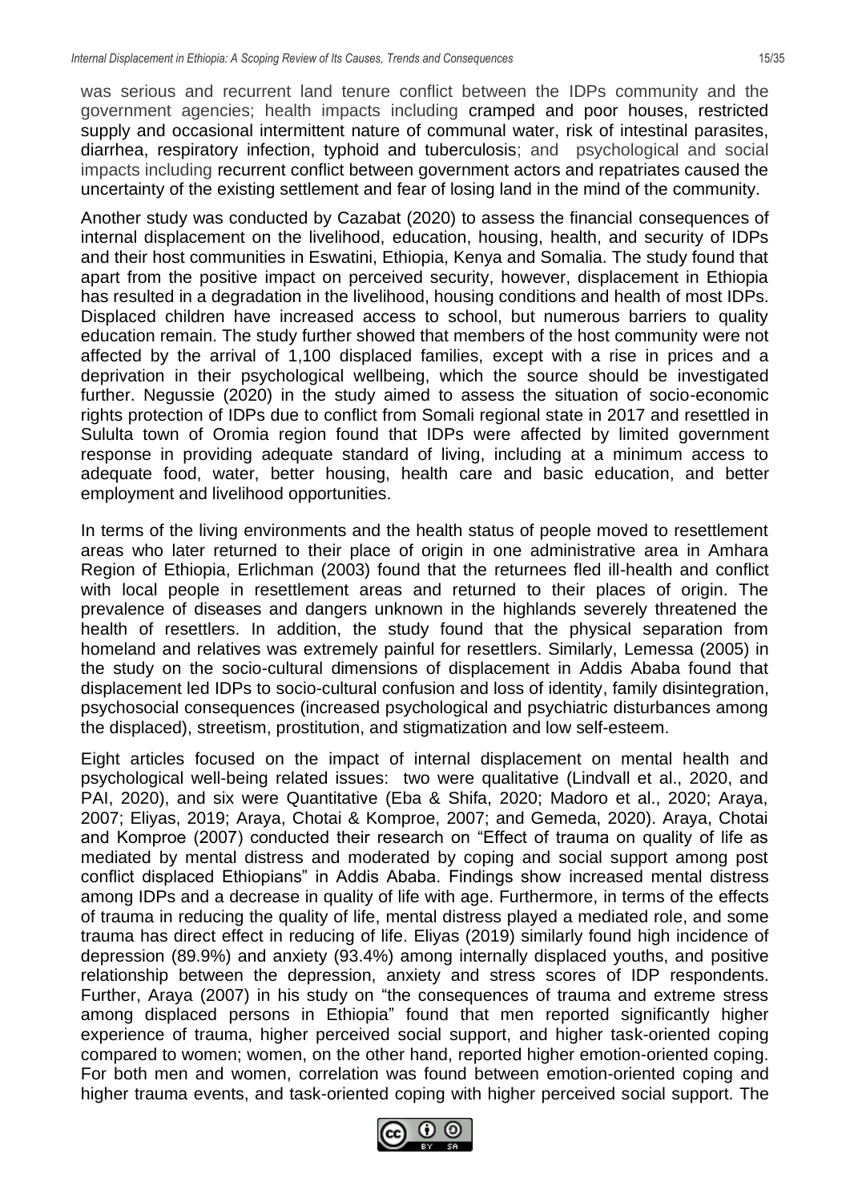was serious and recurrent land tenure conflict between the IDPs community and the government agencies; health impacts including cramped and poor houses, restricted supply and occasional intermittent nature of communal water, risk of intestinal parasites, diarrhea, respiratory infection, typhoid and tuberculosis; and psychological and social impacts including recurrent conflict between government actors and repatriates caused the uncertainty of the existing settlement and fear of losing land in the mind of the community.

Another study was conducted by Cazabat (2020) to assess the financial consequences of internal displacement on the livelihood, education, housing, health, and security of IDPs and their host communities in Eswatini, Ethiopia, Kenya and Somalia. The study found that apart from the positive impact on perceived security, however, displacement in Ethiopia has resulted in a degradation in the livelihood, housing conditions and health of most IDPs. Displaced children have increased access to school, but numerous barriers to quality education remain. The study further showed that members of the host community were not affected by the arrival of 1,100 displaced families, except with a rise in prices and a deprivation in their psychological wellbeing, which the source should be investigated further. Negussie (2020) in the study aimed to assess the situation of socio-economic rights protection of IDPs due to conflict from Somali regional state in 2017 and resettled in Sululta town of Oromia region found that IDPs were affected by limited government response in providing adequate standard of living, including at a minimum access to adequate food, water, better housing, health care and basic education, and better employment and livelihood opportunities.

In terms of the living environments and the health status of people moved to resettlement areas who later returned to their place of origin in one administrative area in Amhara Region of Ethiopia, Erlichman (2003) found that the returnees fled ill-health and conflict with local people in resettlement areas and returned to their places of origin. The prevalence of diseases and dangers unknown in the highlands severely threatened the health of resettlers. In addition, the study found that the physical separation from homeland and relatives was extremely painful for resettlers. Similarly, Lemessa (2005) in the study on the socio-cultural dimensions of displacement in Addis Ababa found that displacement led IDPs to socio-cultural confusion and loss of identity, family disintegration, psychosocial consequences (increased psychological and psychiatric disturbances among the displaced), streetism, prostitution, and stigmatization and low self-esteem.

Eight articles focused on the impact of internal displacement on mental health and psychological well-being related issues: two were qualitative (Lindvall et al., 2020, and PAI, 2020), and six were Quantitative (Eba & Shifa, 2020; Madoro et al., 2020; Araya, 2007; Eliyas, 2019; Araya, Chotai & Komproe, 2007; and Gemeda, 2020). Araya, Chotai and Komproe (2007) conducted their research on "Effect of trauma on quality of life as mediated by mental distress and moderated by coping and social support among post conflict displaced Ethiopians" in Addis Ababa. Findings show increased mental distress among IDPs and a decrease in quality of life with age. Furthermore, in terms of the effects of trauma in reducing the quality of life, mental distress played a mediated role, and some trauma has direct effect in reducing of life. Eliyas (2019) similarly found high incidence of depression (89.9%) and anxiety (93.4%) among internally displaced youths, and positive relationship between the depression, anxiety and stress scores of IDP respondents. Further, Araya (2007) in his study on "the consequences of trauma and extreme stress among displaced persons in Ethiopia" found that men reported significantly higher experience of trauma, higher perceived social support, and higher task-oriented coping compared to women; women, on the other hand, reported higher emotion-oriented coping. For both men and women, correlation was found between emotion-oriented coping and higher trauma events, and task-oriented coping with higher perceived social support. The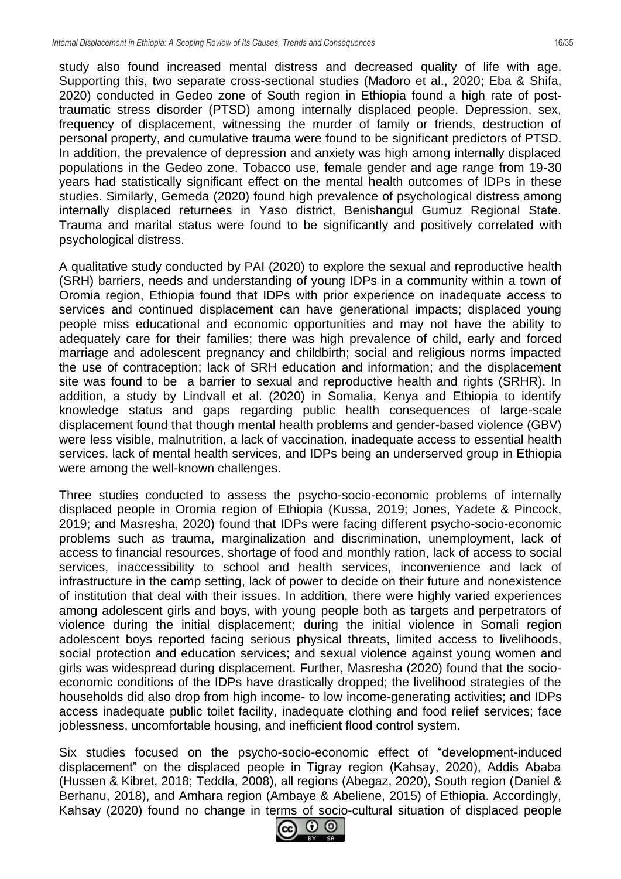study also found increased mental distress and decreased quality of life with age. Supporting this, two separate cross-sectional studies (Madoro et al., 2020; Eba & Shifa, 2020) conducted in Gedeo zone of South region in Ethiopia found a high rate of post-traumatic stress disorder (PTSD) among internally displaced people. Depression, sex, frequency of displacement, witnessing the murder of family or friends, destruction of personal property, and cumulative trauma were found to be significant predictors of PTSD. In addition, the prevalence of depression and anxiety was high among internally displaced populations in the Gedeo zone. Tobacco use, female gender and age range from 19-30 years had statistically significant effect on the mental health outcomes of IDPs in these studies. Similarly, Gemeda (2020) found high prevalence of psychological distress among internally displaced returnees in Yaso district, Benishangul Gumuz Regional State. Trauma and marital status were found to be significantly and positively correlated with psychological distress.

A qualitative study conducted by PAI (2020) to explore the sexual and reproductive health (SRH) barriers, needs and understanding of young IDPs in a community within a town of Oromia region, Ethiopia found that IDPs with prior experience on inadequate access to services and continued displacement can have generational impacts; displaced young people miss educational and economic opportunities and may not have the ability to adequately care for their families; there was high prevalence of child, early and forced marriage and adolescent pregnancy and childbirth; social and religious norms impacted the use of contraception; lack of SRH education and information; and the displacement site was found to be a barrier to sexual and reproductive health and rights (SRHR). In addition, a study by Lindvall et al. (2020) in Somalia, Kenya and Ethiopia to identify knowledge status and gaps regarding public health consequences of large-scale displacement found that though mental health problems and gender-based violence (GBV) were less visible, malnutrition, a lack of vaccination, inadequate access to essential health services, lack of mental health services, and IDPs being an underserved group in Ethiopia were among the well-known challenges.

Three studies conducted to assess the psycho-socio-economic problems of internally displaced people in Oromia region of Ethiopia (Kussa, 2019; Jones, Yadete & Pincock, 2019; and Masresha, 2020) found that IDPs were facing different psycho-socio-economic problems such as trauma, marginalization and discrimination, unemployment, lack of access to financial resources, shortage of food and monthly ration, lack of access to social services, inaccessibility to school and health services, inconvenience and lack of infrastructure in the camp setting, lack of power to decide on their future and nonexistence of institution that deal with their issues. In addition, there were highly varied experiences among adolescent girls and boys, with young people both as targets and perpetrators of violence during the initial displacement; during the initial violence in Somali region adolescent boys reported facing serious physical threats, limited access to livelihoods, social protection and education services; and sexual violence against young women and girls was widespread during displacement. Further, Masresha (2020) found that the socio-economic conditions of the IDPs have drastically dropped; the livelihood strategies of the households did also drop from high income- to low income-generating activities; and IDPs access inadequate public toilet facility, inadequate clothing and food relief services; face joblessness, uncomfortable housing, and inefficient flood control system.

Six studies focused on the psycho-socio-economic effect of "development-induced displacement" on the displaced people in Tigray region (Kahsay, 2020), Addis Ababa (Hussen & Kibret, 2018; Teddla, 2008), all regions (Abegaz, 2020), South region (Daniel & Berhanu, 2018), and Amhara region (Ambaye & Abeliene, 2015) of Ethiopia. Accordingly, Kahsay (2020) found no change in terms of socio-cultural situation of displaced people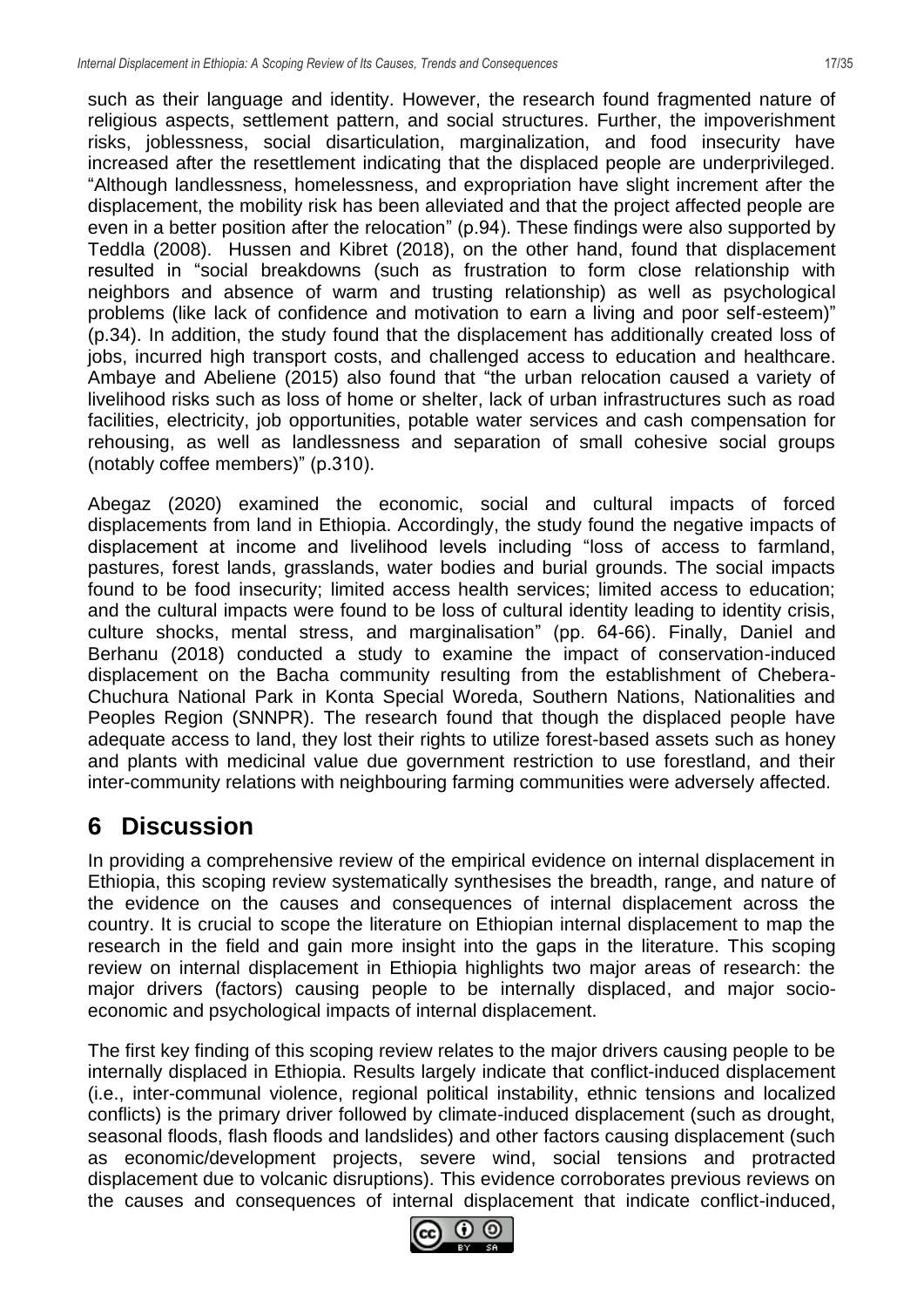such as their language and identity. However, the research found fragmented nature of religious aspects, settlement pattern, and social structures. Further, the impoverishment risks, joblessness, social disarticulation, marginalization, and food insecurity have increased after the resettlement indicating that the displaced people are underprivileged. "Although landlessness, homelessness, and expropriation have slight increment after the displacement, the mobility risk has been alleviated and that the project affected people are even in a better position after the relocation" (p.94). These findings were also supported by Teddla (2008). Hussen and Kibret (2018), on the other hand, found that displacement resulted in "social breakdowns (such as frustration to form close relationship with neighbors and absence of warm and trusting relationship) as well as psychological problems (like lack of confidence and motivation to earn a living and poor self-esteem)" (p.34). In addition, the study found that the displacement has additionally created loss of jobs, incurred high transport costs, and challenged access to education and healthcare. Ambaye and Abeliene (2015) also found that "the urban relocation caused a variety of livelihood risks such as loss of home or shelter, lack of urban infrastructures such as road facilities, electricity, job opportunities, potable water services and cash compensation for rehousing, as well as landlessness and separation of small cohesive social groups (notably coffee members)" (p.310).

Abegaz (2020) examined the economic, social and cultural impacts of forced displacements from land in Ethiopia. Accordingly, the study found the negative impacts of displacement at income and livelihood levels including "loss of access to farmland, pastures, forest lands, grasslands, water bodies and burial grounds. The social impacts found to be food insecurity; limited access health services; limited access to education; and the cultural impacts were found to be loss of cultural identity leading to identity crisis, culture shocks, mental stress, and marginalisation" (pp. 64-66). Finally, Daniel and Berhanu (2018) conducted a study to examine the impact of conservation-induced displacement on the Bacha community resulting from the establishment of Chebera-Chuchura National Park in Konta Special Woreda, Southern Nations, Nationalities and Peoples Region (SNNPR). The research found that though the displaced people have adequate access to land, they lost their rights to utilize forest-based assets such as honey and plants with medicinal value due government restriction to use forestland, and their inter-community relations with neighbouring farming communities were adversely affected.

# 6 Discussion

In providing a comprehensive review of the empirical evidence on internal displacement in Ethiopia, this scoping review systematically synthesises the breadth, range, and nature of the evidence on the causes and consequences of internal displacement across the country. It is crucial to scope the literature on Ethiopian internal displacement to map the research in the field and gain more insight into the gaps in the literature. This scoping review on internal displacement in Ethiopia highlights two major areas of research: the major drivers (factors) causing people to be internally displaced, and major socio-economic and psychological impacts of internal displacement.

The first key finding of this scoping review relates to the major drivers causing people to be internally displaced in Ethiopia. Results largely indicate that conflict-induced displacement (i.e., inter-communal violence, regional political instability, ethnic tensions and localized conflicts) is the primary driver followed by climate-induced displacement (such as drought, seasonal floods, flash floods and landslides) and other factors causing displacement (such as economic/development projects, severe wind, social tensions and protracted displacement due to volcanic disruptions). This evidence corroborates previous reviews on the causes and consequences of internal displacement that indicate conflict-induced,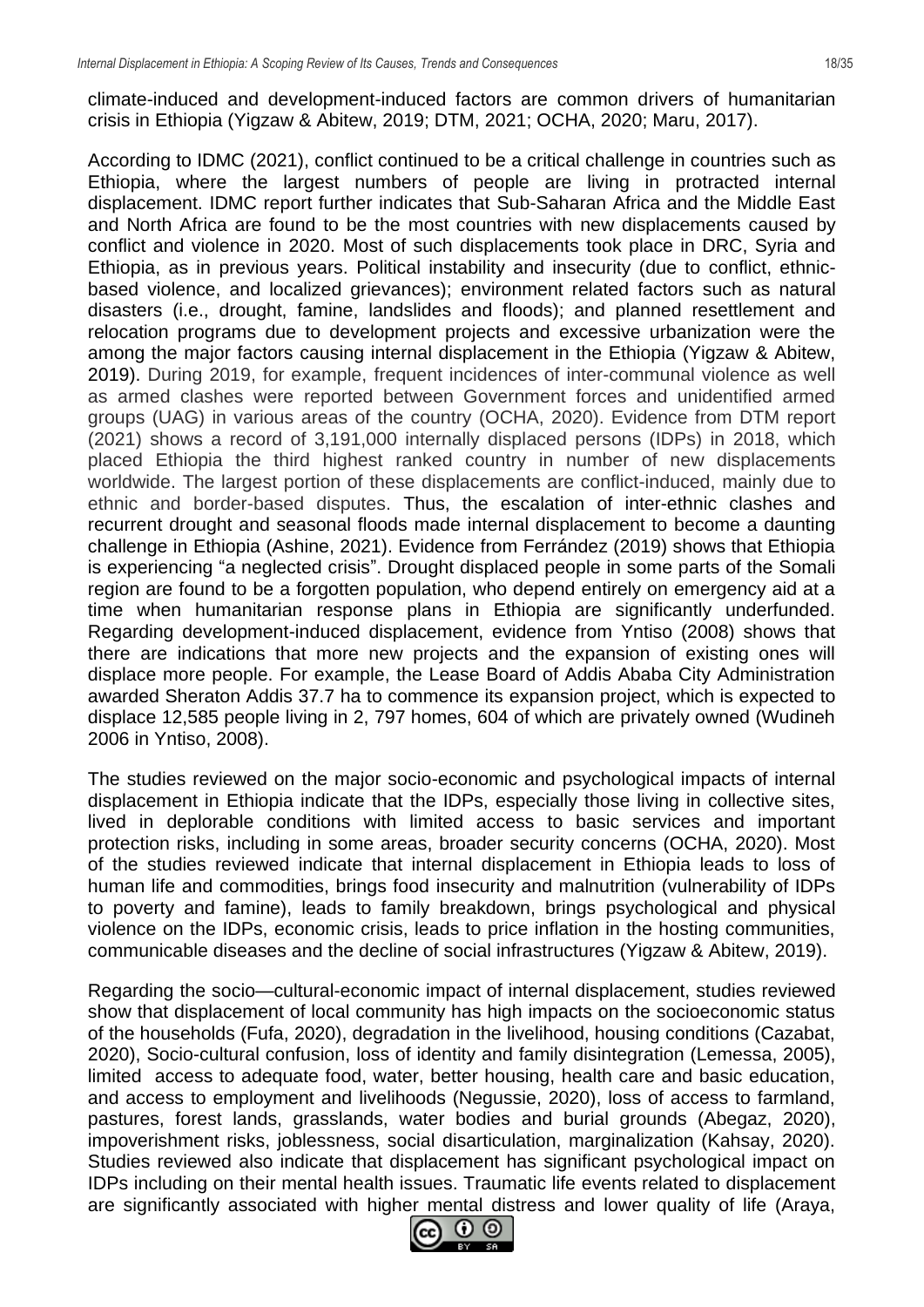climate-induced and development-induced factors are common drivers of humanitarian crisis in Ethiopia (Yigzaw & Abitew, 2019; DTM, 2021; OCHA, 2020; Maru, 2017).

According to IDMC (2021), conflict continued to be a critical challenge in countries such as Ethiopia, where the largest numbers of people are living in protracted internal displacement. IDMC report further indicates that Sub-Saharan Africa and the Middle East and North Africa are found to be the most countries with new displacements caused by conflict and violence in 2020. Most of such displacements took place in DRC, Syria and Ethiopia, as in previous years. Political instability and insecurity (due to conflict, ethnic-based violence, and localized grievances); environment related factors such as natural disasters (i.e., drought, famine, landslides and floods); and planned resettlement and relocation programs due to development projects and excessive urbanization were the among the major factors causing internal displacement in the Ethiopia (Yigzaw & Abitew, 2019). During 2019, for example, frequent incidences of inter-communal violence as well as armed clashes were reported between Government forces and unidentified armed groups (UAG) in various areas of the country (OCHA, 2020). Evidence from DTM report (2021) shows a record of 3,191,000 internally displaced persons (IDPs) in 2018, which placed Ethiopia the third highest ranked country in number of new displacements worldwide. The largest portion of these displacements are conflict-induced, mainly due to ethnic and border-based disputes. Thus, the escalation of inter-ethnic clashes and recurrent drought and seasonal floods made internal displacement to become a daunting challenge in Ethiopia (Ashine, 2021). Evidence from Ferrández (2019) shows that Ethiopia is experiencing "a neglected crisis". Drought displaced people in some parts of the Somali region are found to be a forgotten population, who depend entirely on emergency aid at a time when humanitarian response plans in Ethiopia are significantly underfunded. Regarding development-induced displacement, evidence from Yntiso (2008) shows that there are indications that more new projects and the expansion of existing ones will displace more people. For example, the Lease Board of Addis Ababa City Administration awarded Sheraton Addis 37.7 ha to commence its expansion project, which is expected to displace 12,585 people living in 2, 797 homes, 604 of which are privately owned (Wudineh 2006 in Yntiso, 2008).

The studies reviewed on the major socio-economic and psychological impacts of internal displacement in Ethiopia indicate that the IDPs, especially those living in collective sites, lived in deplorable conditions with limited access to basic services and important protection risks, including in some areas, broader security concerns (OCHA, 2020). Most of the studies reviewed indicate that internal displacement in Ethiopia leads to loss of human life and commodities, brings food insecurity and malnutrition (vulnerability of IDPs to poverty and famine), leads to family breakdown, brings psychological and physical violence on the IDPs, economic crisis, leads to price inflation in the hosting communities, communicable diseases and the decline of social infrastructures (Yigzaw & Abitew, 2019).

Regarding the socio—cultural-economic impact of internal displacement, studies reviewed show that displacement of local community has high impacts on the socioeconomic status of the households (Fufa, 2020), degradation in the livelihood, housing conditions (Cazabat, 2020), Socio-cultural confusion, loss of identity and family disintegration (Lemessa, 2005), limited access to adequate food, water, better housing, health care and basic education, and access to employment and livelihoods (Negussie, 2020), loss of access to farmland, pastures, forest lands, grasslands, water bodies and burial grounds (Abegaz, 2020), impoverishment risks, joblessness, social disarticulation, marginalization (Kahsay, 2020). Studies reviewed also indicate that displacement has significant psychological impact on IDPs including on their mental health issues. Traumatic life events related to displacement are significantly associated with higher mental distress and lower quality of life (Araya,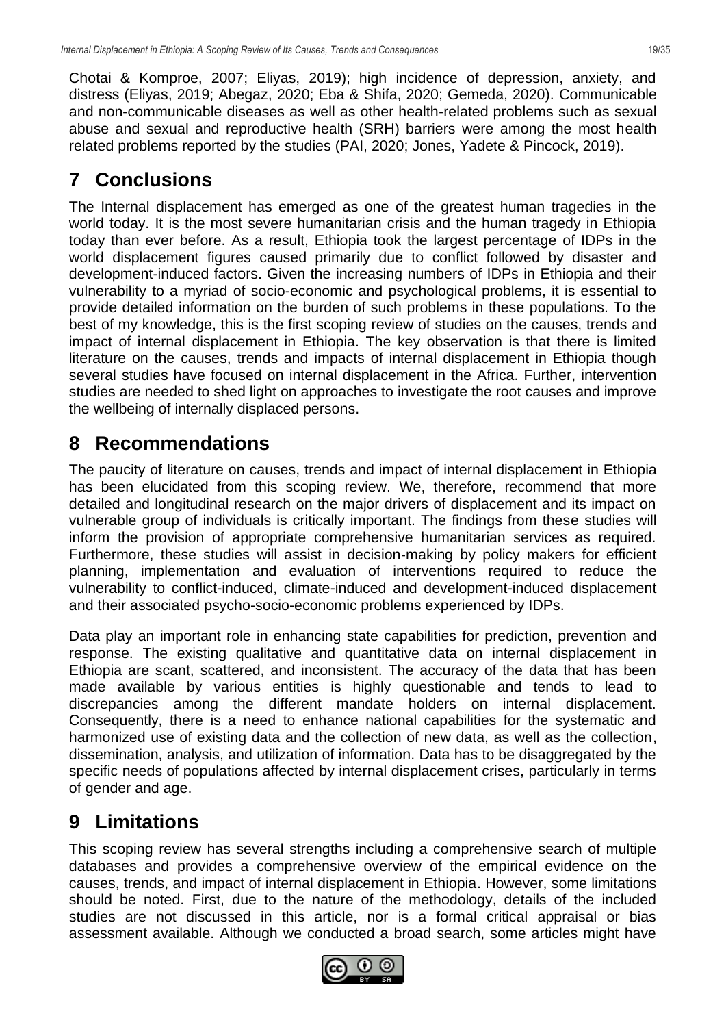Chotai & Komproe, 2007; Eliyas, 2019); high incidence of depression, anxiety, and distress (Eliyas, 2019; Abegaz, 2020; Eba & Shifa, 2020; Gemeda, 2020). Communicable and non-communicable diseases as well as other health-related problems such as sexual abuse and sexual and reproductive health (SRH) barriers were among the most health related problems reported by the studies (PAI, 2020; Jones, Yadete & Pincock, 2019).

# 7 Conclusions

The Internal displacement has emerged as one of the greatest human tragedies in the world today. It is the most severe humanitarian crisis and the human tragedy in Ethiopia today than ever before. As a result, Ethiopia took the largest percentage of IDPs in the world displacement figures caused primarily due to conflict followed by disaster and development-induced factors. Given the increasing numbers of IDPs in Ethiopia and their vulnerability to a myriad of socio-economic and psychological problems, it is essential to provide detailed information on the burden of such problems in these populations. To the best of my knowledge, this is the first scoping review of studies on the causes, trends and impact of internal displacement in Ethiopia. The key observation is that there is limited literature on the causes, trends and impacts of internal displacement in Ethiopia though several studies have focused on internal displacement in the Africa. Further, intervention studies are needed to shed light on approaches to investigate the root causes and improve the wellbeing of internally displaced persons.

# 8 Recommendations

The paucity of literature on causes, trends and impact of internal displacement in Ethiopia has been elucidated from this scoping review. We, therefore, recommend that more detailed and longitudinal research on the major drivers of displacement and its impact on vulnerable group of individuals is critically important. The findings from these studies will inform the provision of appropriate comprehensive humanitarian services as required. Furthermore, these studies will assist in decision-making by policy makers for efficient planning, implementation and evaluation of interventions required to reduce the vulnerability to conflict-induced, climate-induced and development-induced displacement and their associated psycho-socio-economic problems experienced by IDPs.

Data play an important role in enhancing state capabilities for prediction, prevention and response. The existing qualitative and quantitative data on internal displacement in Ethiopia are scant, scattered, and inconsistent. The accuracy of the data that has been made available by various entities is highly questionable and tends to lead to discrepancies among the different mandate holders on internal displacement. Consequently, there is a need to enhance national capabilities for the systematic and harmonized use of existing data and the collection of new data, as well as the collection, dissemination, analysis, and utilization of information. Data has to be disaggregated by the specific needs of populations affected by internal displacement crises, particularly in terms of gender and age.

# 9 Limitations

This scoping review has several strengths including a comprehensive search of multiple databases and provides a comprehensive overview of the empirical evidence on the causes, trends, and impact of internal displacement in Ethiopia. However, some limitations should be noted. First, due to the nature of the methodology, details of the included studies are not discussed in this article, nor is a formal critical appraisal or bias assessment available. Although we conducted a broad search, some articles might have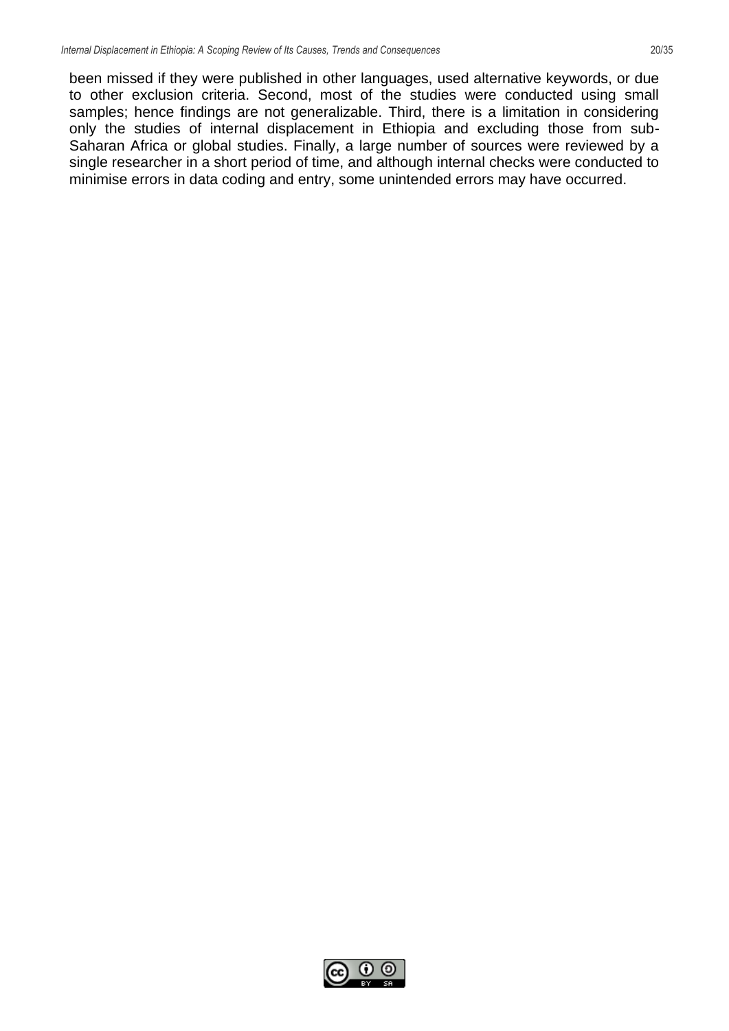been missed if they were published in other languages, used alternative keywords, or due to other exclusion criteria. Second, most of the studies were conducted using small samples; hence findings are not generalizable. Third, there is a limitation in considering only the studies of internal displacement in Ethiopia and excluding those from sub-Saharan Africa or global studies. Finally, a large number of sources were reviewed by a single researcher in a short period of time, and although internal checks were conducted to minimise errors in data coding and entry, some unintended errors may have occurred.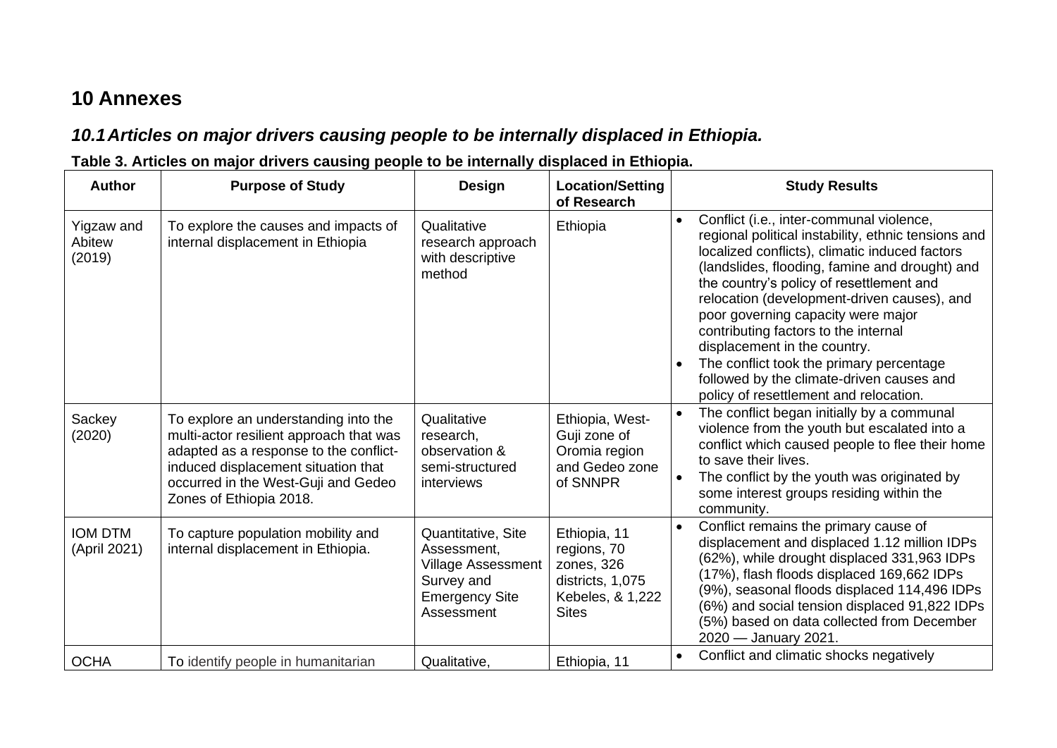# 10 Annexes

## *10.1 Articles on major drivers causing people to be internally displaced in Ethiopia.*

**Table 3. Articles on major drivers causing people to be internally displaced in Ethiopia.**

| Author | Purpose of Study | Design | Location/Setting of Research | Study Results |
|---|---|---|---|---|
| Yigzaw and Abitew (2019) | To explore the causes and impacts of internal displacement in Ethiopia | Qualitative research approach with descriptive method | Ethiopia | • Conflict (i.e., inter-communal violence, regional political instability, ethnic tensions and localized conflicts), climatic induced factors (landslides, flooding, famine and drought) and the country's policy of resettlement and relocation (development-driven causes), and poor governing capacity were major contributing factors to the internal displacement in the country. • The conflict took the primary percentage followed by the climate-driven causes and policy of resettlement and relocation. |
| Sackey (2020) | To explore an understanding into the multi-actor resilient approach that was adapted as a response to the conflict-induced displacement situation that occurred in the West-Guji and Gedeo Zones of Ethiopia 2018. | Qualitative research, observation & semi-structured interviews | Ethiopia, West-Guji zone of Oromia region and Gedeo zone of SNNPR | • The conflict began initially by a communal violence from the youth but escalated into a conflict which caused people to flee their home to save their lives. • The conflict by the youth was originated by some interest groups residing within the community. |
| IOM DTM (April 2021) | To capture population mobility and internal displacement in Ethiopia. | Quantitative, Site Assessment, Village Assessment Survey and Emergency Site Assessment | Ethiopia, 11 regions, 70 zones, 326 districts, 1,075 Kebeles, & 1,222 Sites | • Conflict remains the primary cause of displacement and displaced 1.12 million IDPs (62%), while drought displaced 331,963 IDPs (17%), flash floods displaced 169,662 IDPs (9%), seasonal floods displaced 114,496 IDPs (6%) and social tension displaced 91,822 IDPs (5%) based on data collected from December 2020 — January 2021. |
| OCHA | To identify people in humanitarian | Qualitative, | Ethiopia, 11 | • Conflict and climatic shocks negatively |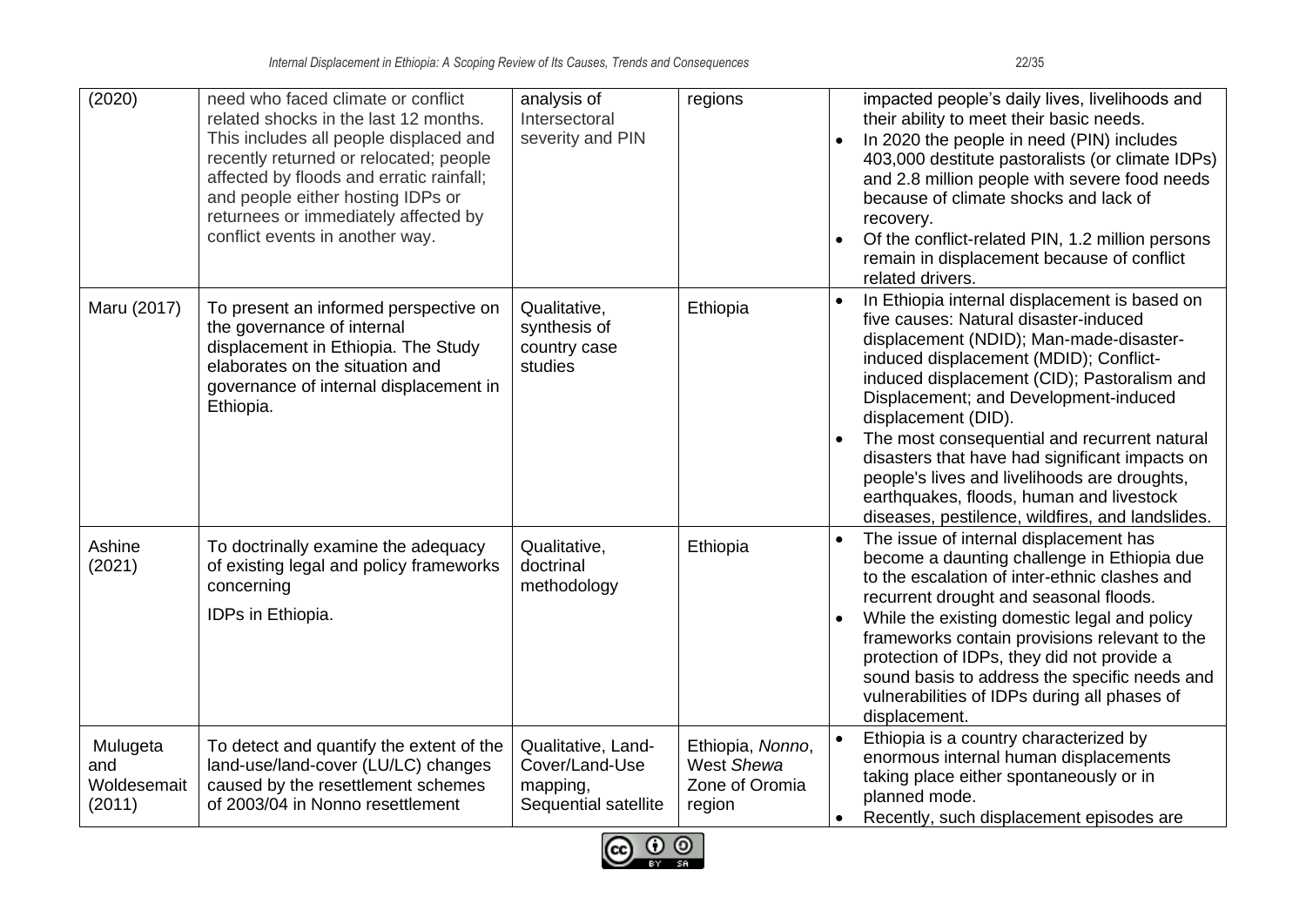| (2020) | need who faced climate or conflict related shocks in the last 12 months. This includes all people displaced and recently returned or relocated; people affected by floods and erratic rainfall; and people either hosting IDPs or returnees or immediately affected by conflict events in another way. | analysis of Intersectoral severity and PIN | regions | impacted people's daily lives, livelihoods and their ability to meet their basic needs. <br>• In 2020 the people in need (PIN) includes 403,000 destitute pastoralists (or climate IDPs) and 2.8 million people with severe food needs because of climate shocks and lack of recovery. <br>• Of the conflict-related PIN, 1.2 million persons remain in displacement because of conflict related drivers. |
|---|---|---|---|---|
| Maru (2017) | To present an informed perspective on the governance of internal displacement in Ethiopia. The Study elaborates on the situation and governance of internal displacement in Ethiopia. | Qualitative, synthesis of country case studies | Ethiopia | • In Ethiopia internal displacement is based on five causes: Natural disaster-induced displacement (NDID); Man-made-disaster-induced displacement (MDID); Conflict-induced displacement (CID); Pastoralism and Displacement; and Development-induced displacement (DID). <br>• The most consequential and recurrent natural disasters that have had significant impacts on people's lives and livelihoods are droughts, earthquakes, floods, human and livestock diseases, pestilence, wildfires, and landslides. |
| Ashine (2021) | To doctrinally examine the adequacy of existing legal and policy frameworks concerning IDPs in Ethiopia. | Qualitative, doctrinal methodology | Ethiopia | • The issue of internal displacement has become a daunting challenge in Ethiopia due to the escalation of inter-ethnic clashes and recurrent drought and seasonal floods. <br>• While the existing domestic legal and policy frameworks contain provisions relevant to the protection of IDPs, they did not provide a sound basis to address the specific needs and vulnerabilities of IDPs during all phases of displacement. |
| Mulugeta and Woldesemait (2011) | To detect and quantify the extent of the land-use/land-cover (LU/LC) changes caused by the resettlement schemes of 2003/04 in Nonno resettlement | Qualitative, Land-Cover/Land-Use mapping, Sequential satellite | Ethiopia, *Nonno*, West *Shewa* Zone of Oromia region | • Ethiopia is a country characterized by enormous internal human displacements taking place either spontaneously or in planned mode. <br>• Recently, such displacement episodes are |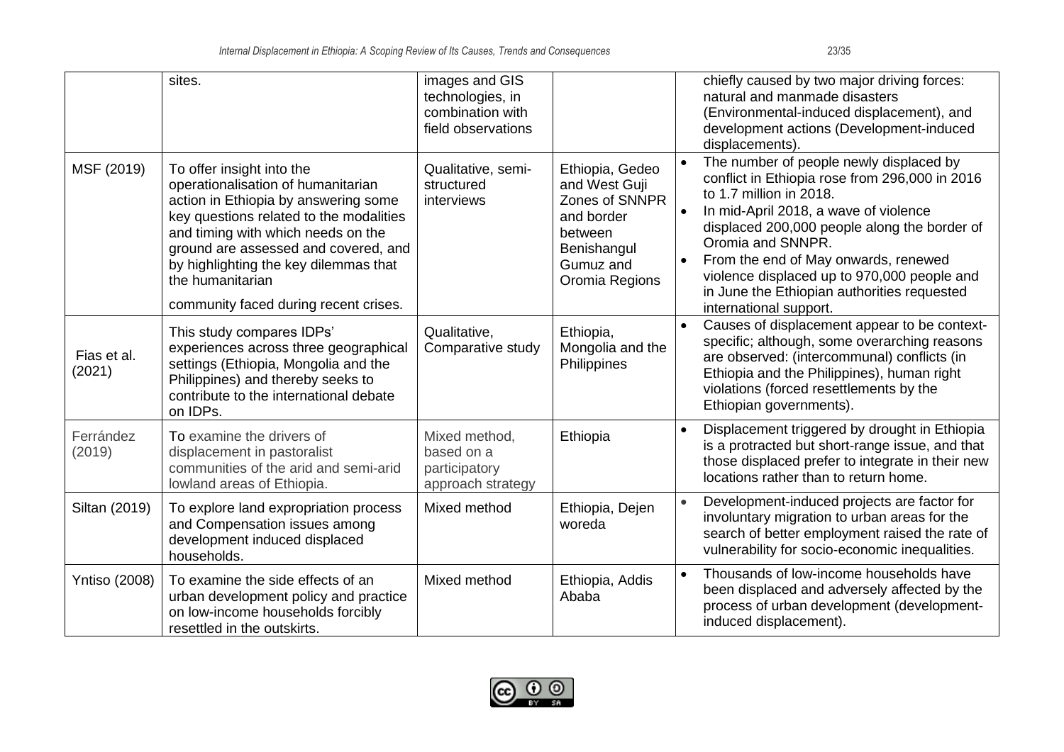| | sites. | images and GIS technologies, in combination with field observations | | chiefly caused by two major driving forces: natural and manmade disasters (Environmental-induced displacement), and development actions (Development-induced displacements). |
|---|---|---|---|---|
| MSF (2019) | To offer insight into the operationalisation of humanitarian action in Ethiopia by answering some key questions related to the modalities and timing with which needs on the ground are assessed and covered, and by highlighting the key dilemmas that the humanitarian community faced during recent crises. | Qualitative, semi-structured interviews | Ethiopia, Gedeo and West Guji Zones of SNNPR and border between Benishangul Gumuz and Oromia Regions | • The number of people newly displaced by conflict in Ethiopia rose from 296,000 in 2016 to 1.7 million in 2018.<br>• In mid-April 2018, a wave of violence displaced 200,000 people along the border of Oromia and SNNPR.<br>• From the end of May onwards, renewed violence displaced up to 970,000 people and in June the Ethiopian authorities requested international support. |
| Fias et al. (2021) | This study compares IDPs' experiences across three geographical settings (Ethiopia, Mongolia and the Philippines) and thereby seeks to contribute to the international debate on IDPs. | Qualitative, Comparative study | Ethiopia, Mongolia and the Philippines | • Causes of displacement appear to be context-specific; although, some overarching reasons are observed: (intercommunal) conflicts (in Ethiopia and the Philippines), human right violations (forced resettlements by the Ethiopian governments). |
| Ferrández (2019) | To examine the drivers of displacement in pastoralist communities of the arid and semi-arid lowland areas of Ethiopia. | Mixed method, based on a participatory approach strategy | Ethiopia | • Displacement triggered by drought in Ethiopia is a protracted but short-range issue, and that those displaced prefer to integrate in their new locations rather than to return home. |
| Siltan (2019) | To explore land expropriation process and Compensation issues among development induced displaced households. | Mixed method | Ethiopia, Dejen woreda | • Development-induced projects are factor for involuntary migration to urban areas for the search of better employment raised the rate of vulnerability for socio-economic inequalities. |
| Yntiso (2008) | To examine the side effects of an urban development policy and practice on low-income households forcibly resettled in the outskirts. | Mixed method | Ethiopia, Addis Ababa | • Thousands of low-income households have been displaced and adversely affected by the process of urban development (development-induced displacement). |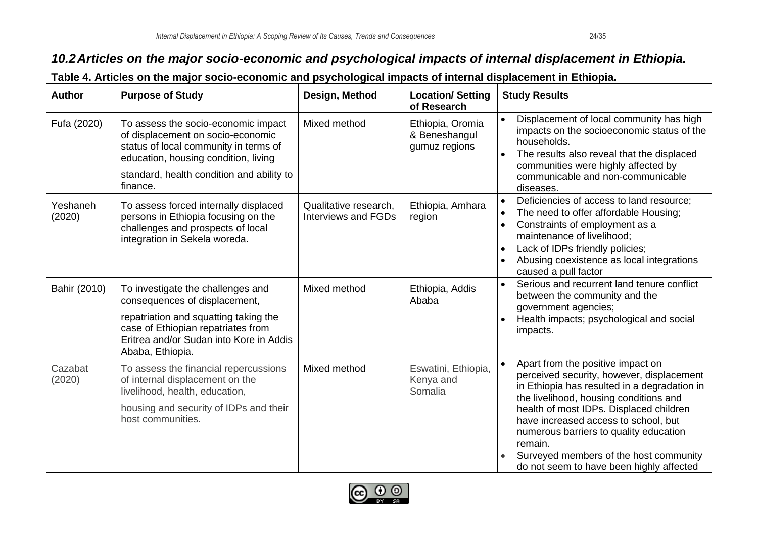## *10.2 Articles on the major socio-economic and psychological impacts of internal displacement in Ethiopia.*

**Table 4. Articles on the major socio-economic and psychological impacts of internal displacement in Ethiopia.**

| Author | Purpose of Study | Design, Method | Location/ Setting of Research | Study Results |
|---|---|---|---|---|
| Fufa (2020) | To assess the socio-economic impact of displacement on socio-economic status of local community in terms of education, housing condition, living standard, health condition and ability to finance. | Mixed method | Ethiopia, Oromia & Beneshangul gumuz regions | • Displacement of local community has high impacts on the socioeconomic status of the households.<br>• The results also reveal that the displaced communities were highly affected by communicable and non-communicable diseases. |
| Yeshaneh (2020) | To assess forced internally displaced persons in Ethiopia focusing on the challenges and prospects of local integration in Sekela woreda. | Qualitative research, Interviews and FGDs | Ethiopia, Amhara region | • Deficiencies of access to land resource;<br>• The need to offer affordable Housing;<br>• Constraints of employment as a maintenance of livelihood;<br>• Lack of IDPs friendly policies;<br>• Abusing coexistence as local integrations caused a pull factor |
| Bahir (2010) | To investigate the challenges and consequences of displacement, repatriation and squatting taking the case of Ethiopian repatriates from Eritrea and/or Sudan into Kore in Addis Ababa, Ethiopia. | Mixed method | Ethiopia, Addis Ababa | • Serious and recurrent land tenure conflict between the community and the government agencies;<br>• Health impacts; psychological and social impacts. |
| Cazabat (2020) | To assess the financial repercussions of internal displacement on the livelihood, health, education, housing and security of IDPs and their host communities. | Mixed method | Eswatini, Ethiopia, Kenya and Somalia | • Apart from the positive impact on perceived security, however, displacement in Ethiopia has resulted in a degradation in the livelihood, housing conditions and health of most IDPs. Displaced children have increased access to school, but numerous barriers to quality education remain.<br>• Surveyed members of the host community do not seem to have been highly affected |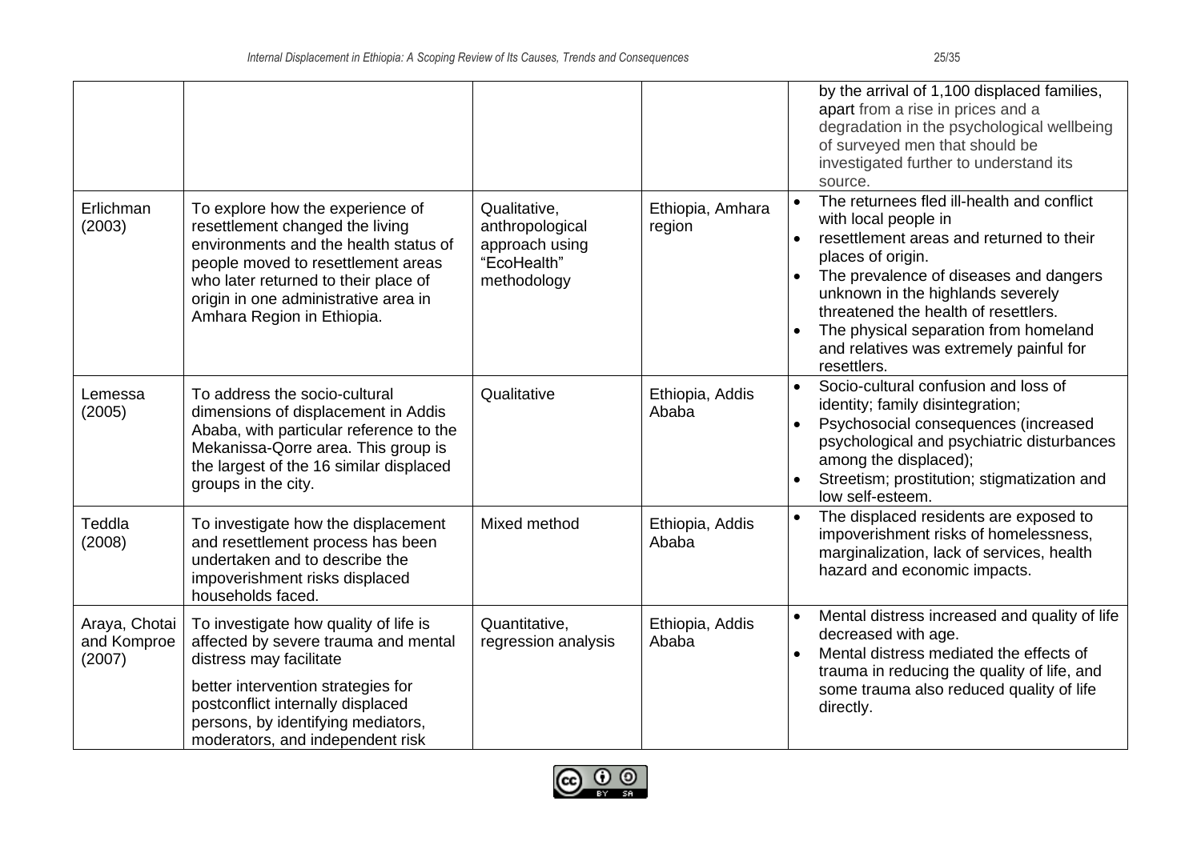| | | | | |
|---|---|---|---|---|
| | | | | by the arrival of 1,100 displaced families, apart from a rise in prices and a degradation in the psychological wellbeing of surveyed men that should be investigated further to understand its source. |
| Erlichman (2003) | To explore how the experience of resettlement changed the living environments and the health status of people moved to resettlement areas who later returned to their place of origin in one administrative area in Amhara Region in Ethiopia. | Qualitative, anthropological approach using "EcoHealth" methodology | Ethiopia, Amhara region | • The returnees fled ill-health and conflict with local people in<br>• resettlement areas and returned to their places of origin.<br>• The prevalence of diseases and dangers unknown in the highlands severely threatened the health of resettlers.<br>• The physical separation from homeland and relatives was extremely painful for resettlers. |
| Lemessa (2005) | To address the socio-cultural dimensions of displacement in Addis Ababa, with particular reference to the Mekanissa-Qorre area. This group is the largest of the 16 similar displaced groups in the city. | Qualitative | Ethiopia, Addis Ababa | • Socio-cultural confusion and loss of identity; family disintegration;<br>• Psychosocial consequences (increased psychological and psychiatric disturbances among the displaced);<br>• Streetism; prostitution; stigmatization and low self-esteem. |
| Teddla (2008) | To investigate how the displacement and resettlement process has been undertaken and to describe the impoverishment risks displaced households faced. | Mixed method | Ethiopia, Addis Ababa | • The displaced residents are exposed to impoverishment risks of homelessness, marginalization, lack of services, health hazard and economic impacts. |
| Araya, Chotai and Komproe (2007) | To investigate how quality of life is affected by severe trauma and mental distress may facilitate<br><br>better intervention strategies for postconflict internally displaced persons, by identifying mediators, moderators, and independent risk | Quantitative, regression analysis | Ethiopia, Addis Ababa | • Mental distress increased and quality of life decreased with age.<br>• Mental distress mediated the effects of trauma in reducing the quality of life, and some trauma also reduced quality of life directly. |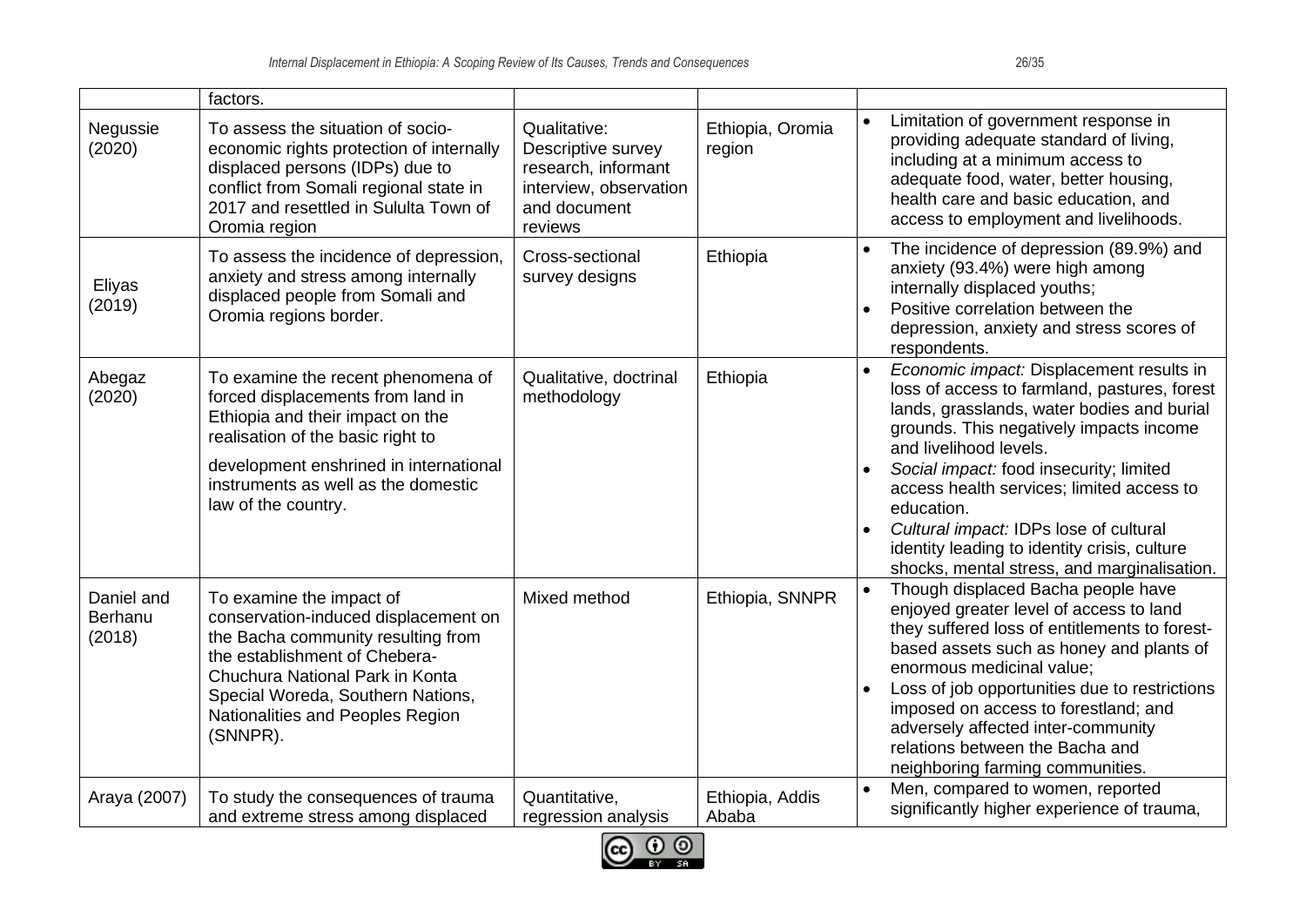| | factors. | | | |
|---|---|---|---|---|
| Negussie (2020) | To assess the situation of socio-economic rights protection of internally displaced persons (IDPs) due to conflict from Somali regional state in 2017 and resettled in Sululta Town of Oromia region | Qualitative: Descriptive survey research, informant interview, observation and document reviews | Ethiopia, Oromia region | • Limitation of government response in providing adequate standard of living, including at a minimum access to adequate food, water, better housing, health care and basic education, and access to employment and livelihoods. |
| Eliyas (2019) | To assess the incidence of depression, anxiety and stress among internally displaced people from Somali and Oromia regions border. | Cross-sectional survey designs | Ethiopia | • The incidence of depression (89.9%) and anxiety (93.4%) were high among internally displaced youths; <br> • Positive correlation between the depression, anxiety and stress scores of respondents. |
| Abegaz (2020) | To examine the recent phenomena of forced displacements from land in Ethiopia and their impact on the realisation of the basic right to development enshrined in international instruments as well as the domestic law of the country. | Qualitative, doctrinal methodology | Ethiopia | • *Economic impact:* Displacement results in loss of access to farmland, pastures, forest lands, grasslands, water bodies and burial grounds. This negatively impacts income and livelihood levels. <br> • *Social impact:* food insecurity; limited access health services; limited access to education. <br> • *Cultural impact:* IDPs lose of cultural identity leading to identity crisis, culture shocks, mental stress, and marginalisation. |
| Daniel and Berhanu (2018) | To examine the impact of conservation-induced displacement on the Bacha community resulting from the establishment of Chebera-Chuchura National Park in Konta Special Woreda, Southern Nations, Nationalities and Peoples Region (SNNPR). | Mixed method | Ethiopia, SNNPR | • Though displaced Bacha people have enjoyed greater level of access to land they suffered loss of entitlements to forest-based assets such as honey and plants of enormous medicinal value; <br> • Loss of job opportunities due to restrictions imposed on access to forestland; and adversely affected inter-community relations between the Bacha and neighboring farming communities. |
| Araya (2007) | To study the consequences of trauma and extreme stress among displaced | Quantitative, regression analysis | Ethiopia, Addis Ababa | • Men, compared to women, reported significantly higher experience of trauma, |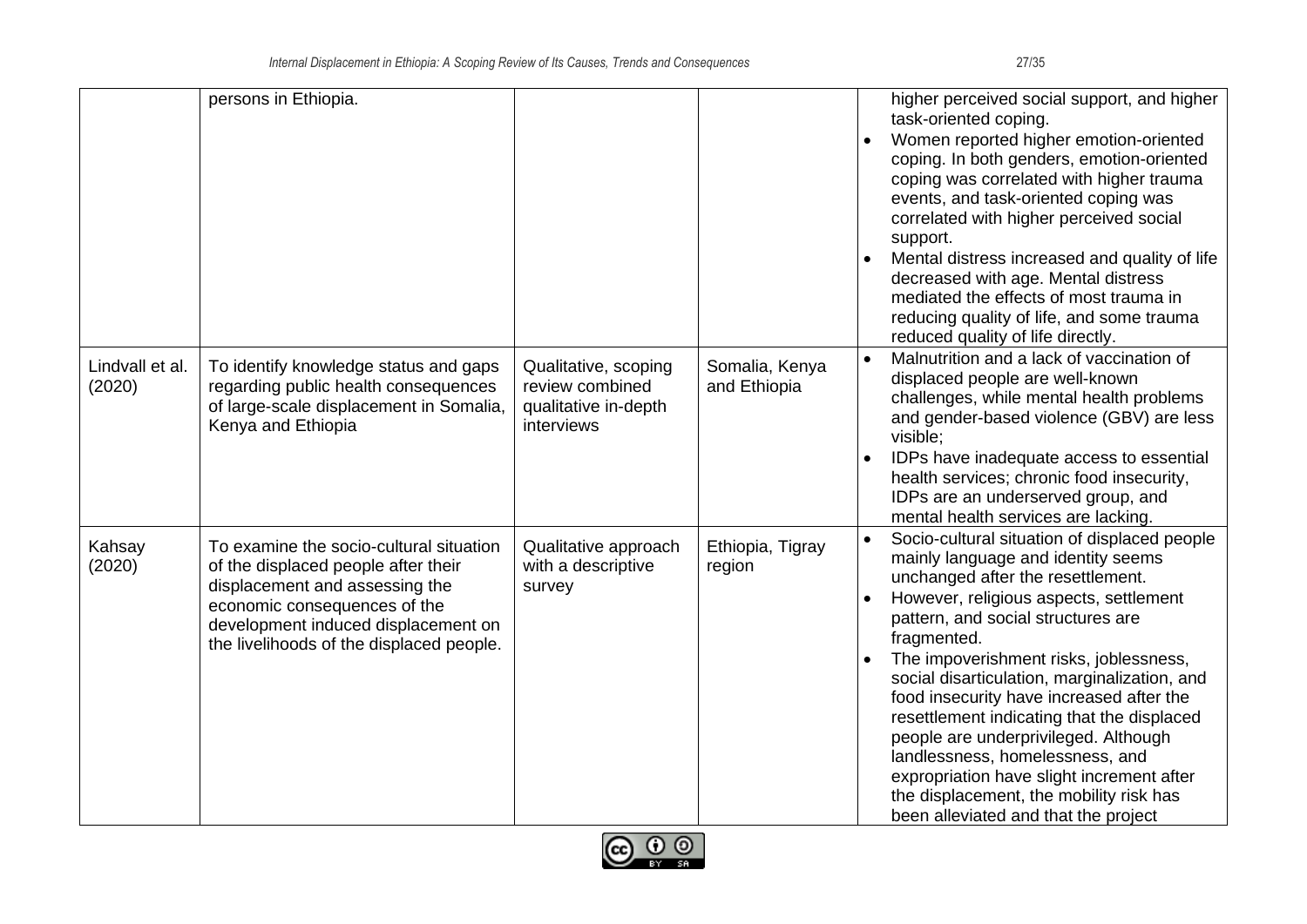| | persons in Ethiopia. | | | • higher perceived social support, and higher task-oriented coping.<br>• Women reported higher emotion-oriented coping. In both genders, emotion-oriented coping was correlated with higher trauma events, and task-oriented coping was correlated with higher perceived social support.<br>• Mental distress increased and quality of life decreased with age. Mental distress mediated the effects of most trauma in reducing quality of life, and some trauma reduced quality of life directly. |
|---|---|---|---|---|
| Lindvall et al. (2020) | To identify knowledge status and gaps regarding public health consequences of large-scale displacement in Somalia, Kenya and Ethiopia | Qualitative, scoping review combined qualitative in-depth interviews | Somalia, Kenya and Ethiopia | • Malnutrition and a lack of vaccination of displaced people are well-known challenges, while mental health problems and gender-based violence (GBV) are less visible;<br>• IDPs have inadequate access to essential health services; chronic food insecurity, IDPs are an underserved group, and mental health services are lacking. |
| Kahsay (2020) | To examine the socio-cultural situation of the displaced people after their displacement and assessing the economic consequences of the development induced displacement on the livelihoods of the displaced people. | Qualitative approach with a descriptive survey | Ethiopia, Tigray region | • Socio-cultural situation of displaced people mainly language and identity seems unchanged after the resettlement.<br>• However, religious aspects, settlement pattern, and social structures are fragmented.<br>• The impoverishment risks, joblessness, social disarticulation, marginalization, and food insecurity have increased after the resettlement indicating that the displaced people are underprivileged. Although landlessness, homelessness, and expropriation have slight increment after the displacement, the mobility risk has been alleviated and that the project |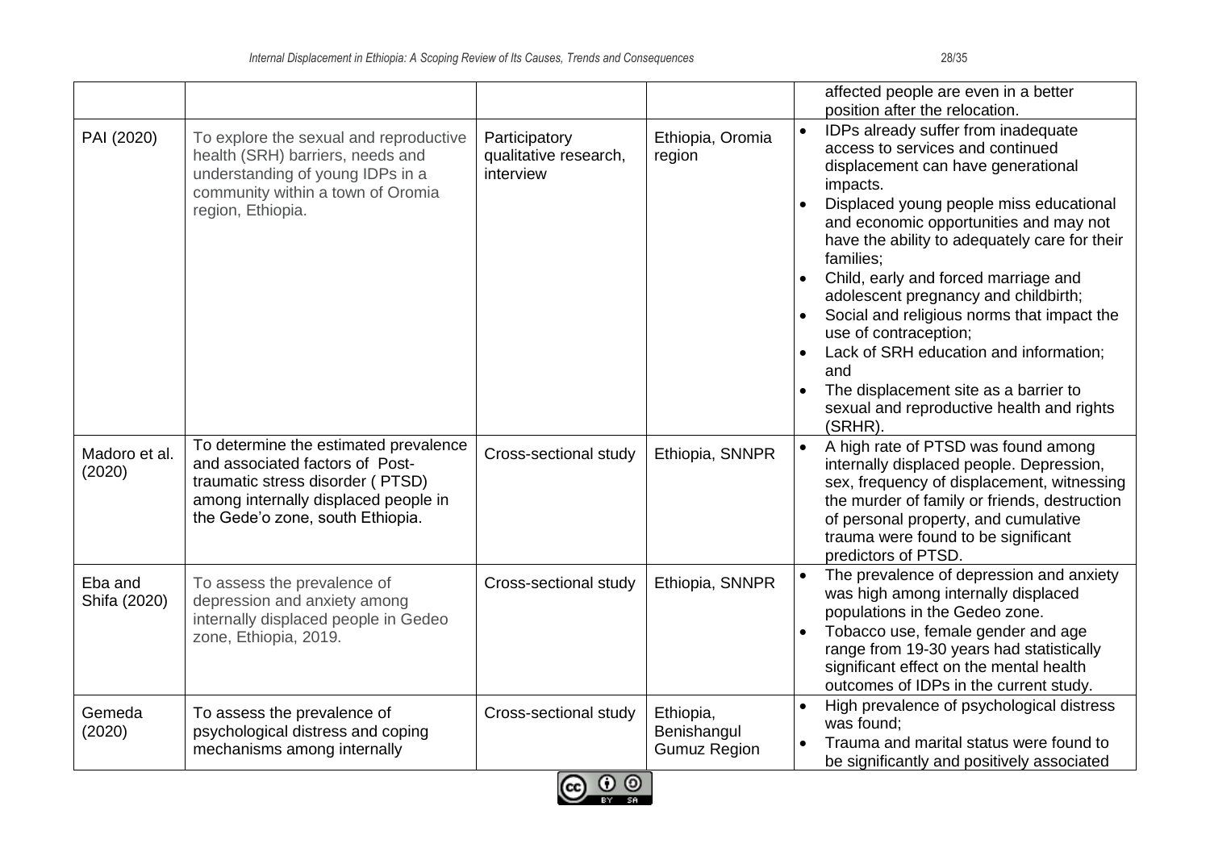| | | | | affected people are even in a better position after the relocation. |
|---|---|---|---|---|
| PAI (2020) | To explore the sexual and reproductive health (SRH) barriers, needs and understanding of young IDPs in a community within a town of Oromia region, Ethiopia. | Participatory qualitative research, interview | Ethiopia, Oromia region | • IDPs already suffer from inadequate access to services and continued displacement can have generational impacts.<br>• Displaced young people miss educational and economic opportunities and may not have the ability to adequately care for their families;<br>• Child, early and forced marriage and adolescent pregnancy and childbirth;<br>• Social and religious norms that impact the use of contraception;<br>• Lack of SRH education and information; and<br>• The displacement site as a barrier to sexual and reproductive health and rights (SRHR). |
| Madoro et al. (2020) | To determine the estimated prevalence and associated factors of Post-traumatic stress disorder ( PTSD) among internally displaced people in the Gede'o zone, south Ethiopia. | Cross-sectional study | Ethiopia, SNNPR | • A high rate of PTSD was found among internally displaced people. Depression, sex, frequency of displacement, witnessing the murder of family or friends, destruction of personal property, and cumulative trauma were found to be significant predictors of PTSD. |
| Eba and Shifa (2020) | To assess the prevalence of depression and anxiety among internally displaced people in Gedeo zone, Ethiopia, 2019. | Cross-sectional study | Ethiopia, SNNPR | • The prevalence of depression and anxiety was high among internally displaced populations in the Gedeo zone.<br>• Tobacco use, female gender and age range from 19-30 years had statistically significant effect on the mental health outcomes of IDPs in the current study. |
| Gemeda (2020) | To assess the prevalence of psychological distress and coping mechanisms among internally | Cross-sectional study | Ethiopia, Benishangul Gumuz Region | • High prevalence of psychological distress was found;<br>• Trauma and marital status were found to be significantly and positively associated |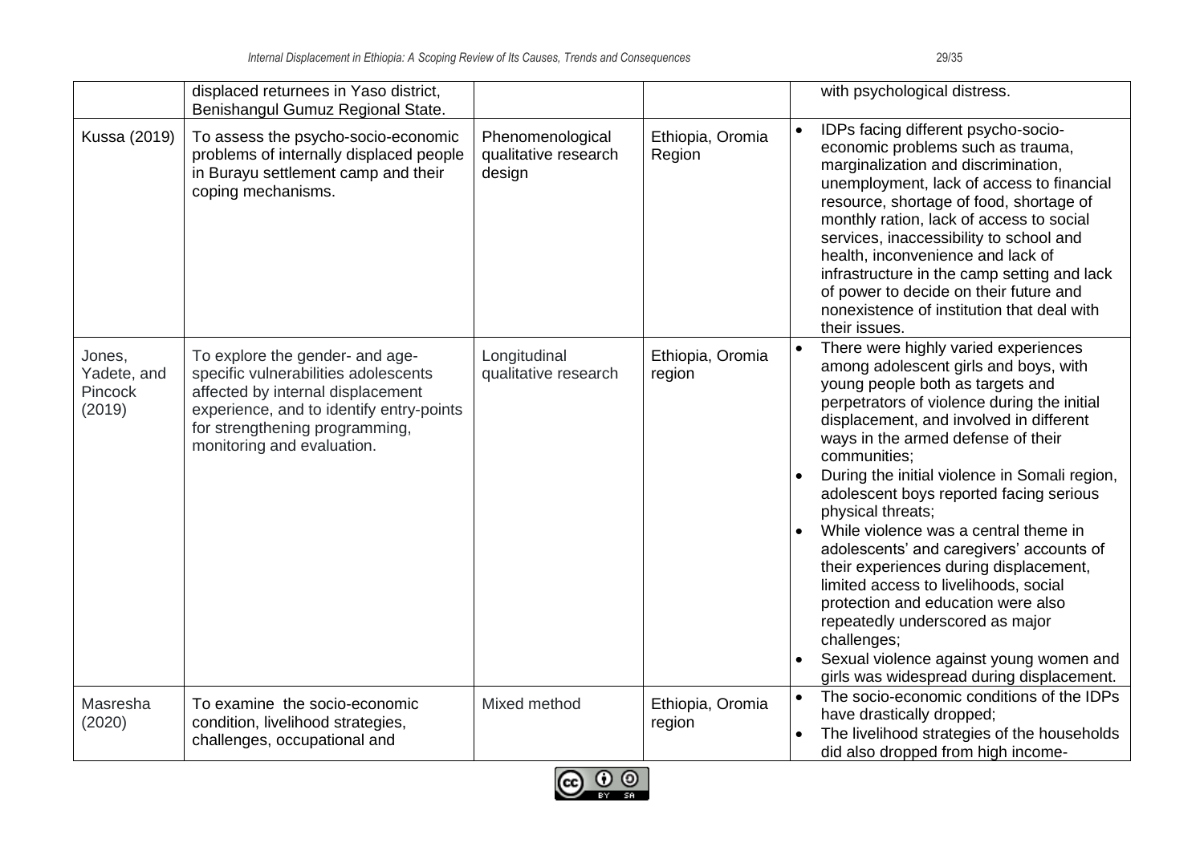| | | | | |
|---|---|---|---|---|
| | displaced returnees in Yaso district, Benishangul Gumuz Regional State. | | | with psychological distress. |
| Kussa (2019) | To assess the psycho-socio-economic problems of internally displaced people in Burayu settlement camp and their coping mechanisms. | Phenomenological qualitative research design | Ethiopia, Oromia Region | • IDPs facing different psycho-socio-economic problems such as trauma, marginalization and discrimination, unemployment, lack of access to financial resource, shortage of food, shortage of monthly ration, lack of access to social services, inaccessibility to school and health, inconvenience and lack of infrastructure in the camp setting and lack of power to decide on their future and nonexistence of institution that deal with their issues. |
| Jones, Yadete, and Pincock (2019) | To explore the gender- and age-specific vulnerabilities adolescents affected by internal displacement experience, and to identify entry-points for strengthening programming, monitoring and evaluation. | Longitudinal qualitative research | Ethiopia, Oromia region | • There were highly varied experiences among adolescent girls and boys, with young people both as targets and perpetrators of violence during the initial displacement, and involved in different ways in the armed defense of their communities;<br>• During the initial violence in Somali region, adolescent boys reported facing serious physical threats;<br>• While violence was a central theme in adolescents' and caregivers' accounts of their experiences during displacement, limited access to livelihoods, social protection and education were also repeatedly underscored as major challenges;<br>• Sexual violence against young women and girls was widespread during displacement. |
| Masresha (2020) | To examine the socio-economic condition, livelihood strategies, challenges, occupational and | Mixed method | Ethiopia, Oromia region | • The socio-economic conditions of the IDPs have drastically dropped;<br>• The livelihood strategies of the households did also dropped from high income- |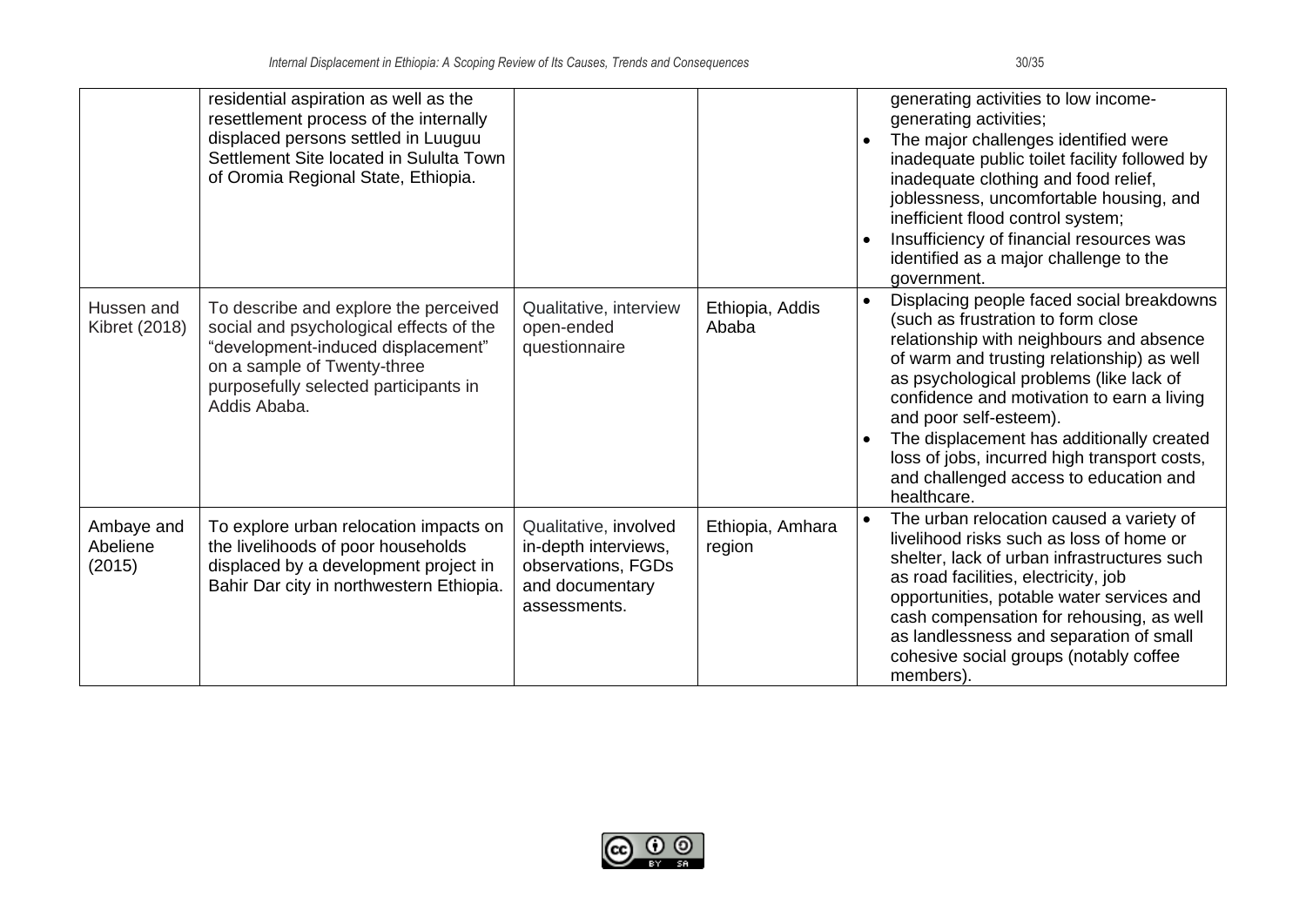| | | | | |
|---|---|---|---|---|
| | residential aspiration as well as the resettlement process of the internally displaced persons settled in Luuguu Settlement Site located in Sululta Town of Oromia Regional State, Ethiopia. | | | generating activities to low income-generating activities;<br>• The major challenges identified were inadequate public toilet facility followed by inadequate clothing and food relief, joblessness, uncomfortable housing, and inefficient flood control system;<br>• Insufficiency of financial resources was identified as a major challenge to the government. |
| Hussen and Kibret (2018) | To describe and explore the perceived social and psychological effects of the "development-induced displacement" on a sample of Twenty-three purposefully selected participants in Addis Ababa. | Qualitative, interview open-ended questionnaire | Ethiopia, Addis Ababa | • Displacing people faced social breakdowns (such as frustration to form close relationship with neighbours and absence of warm and trusting relationship) as well as psychological problems (like lack of confidence and motivation to earn a living and poor self-esteem).<br>• The displacement has additionally created loss of jobs, incurred high transport costs, and challenged access to education and healthcare. |
| Ambaye and Abeliene (2015) | To explore urban relocation impacts on the livelihoods of poor households displaced by a development project in Bahir Dar city in northwestern Ethiopia. | Qualitative, involved in-depth interviews, observations, FGDs and documentary assessments. | Ethiopia, Amhara region | • The urban relocation caused a variety of livelihood risks such as loss of home or shelter, lack of urban infrastructures such as road facilities, electricity, job opportunities, potable water services and cash compensation for rehousing, as well as landlessness and separation of small cohesive social groups (notably coffee members). |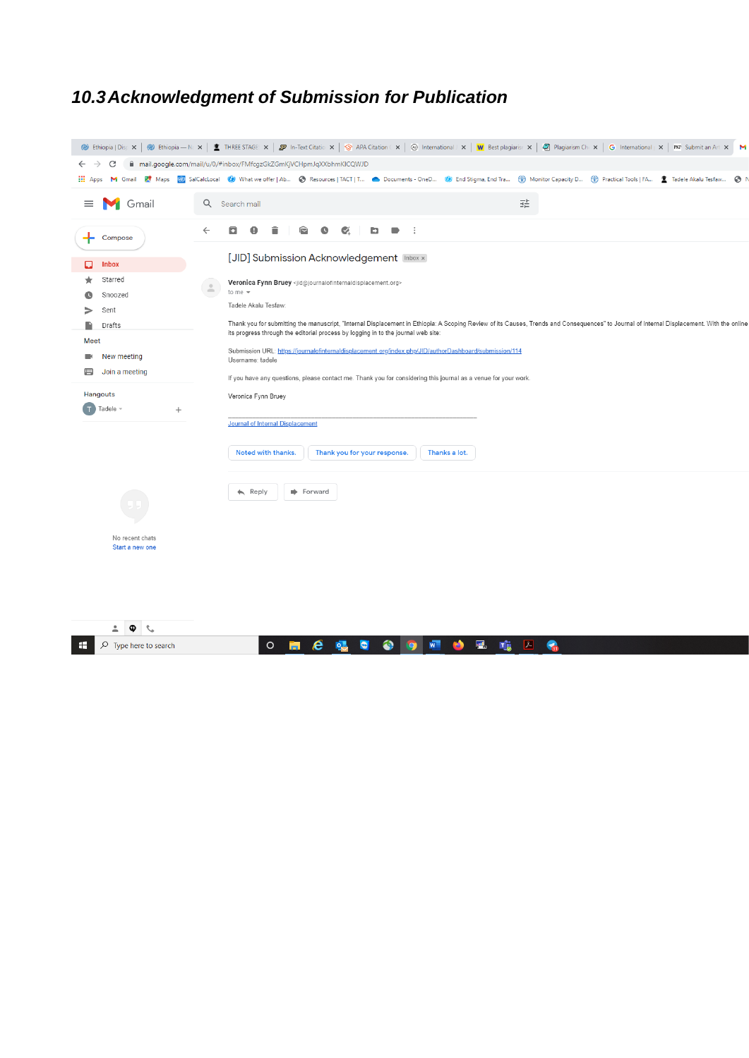## 10.3 Acknowledgment of Submission for Publication

[JID] Submission Acknowledgement Inbox

Veronica Fynn Bruey <jid@journalofinternaldisplacement.org>
to me

Tadele Akalu Tesfaw:

Thank you for submitting the manuscript, "Internal Displacement in Ethiopia: A Scoping Review of its Causes, Trends and Consequences" to Journal of Internal Displacement. With the online ... its progress through the editorial process by logging in to the journal web site:

Submission URL: https://journalofinternaldisplacement.org/index.php/JID/authorDashboard/submission/114
Username: tadele

If you have any questions, please contact me. Thank you for considering this journal as a venue for your work.

Veronica Fynn Bruey

________________________________________________________________________

Journal of Internal Displacement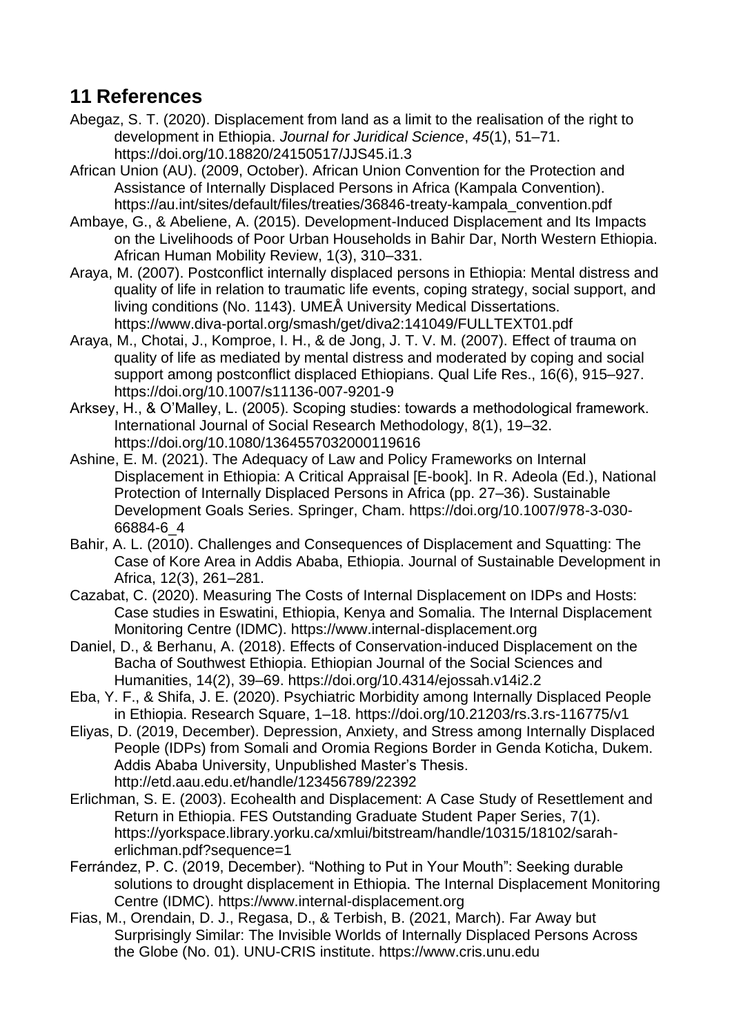## 11 References

Abegaz, S. T. (2020). Displacement from land as a limit to the realisation of the right to development in Ethiopia. *Journal for Juridical Science*, *45*(1), 51–71. https://doi.org/10.18820/24150517/JJS45.i1.3

African Union (AU). (2009, October). African Union Convention for the Protection and Assistance of Internally Displaced Persons in Africa (Kampala Convention). https://au.int/sites/default/files/treaties/36846-treaty-kampala_convention.pdf

Ambaye, G., & Abeliene, A. (2015). Development-Induced Displacement and Its Impacts on the Livelihoods of Poor Urban Households in Bahir Dar, North Western Ethiopia. African Human Mobility Review, 1(3), 310–331.

Araya, M. (2007). Postconflict internally displaced persons in Ethiopia: Mental distress and quality of life in relation to traumatic life events, coping strategy, social support, and living conditions (No. 1143). UMEÅ University Medical Dissertations. https://www.diva-portal.org/smash/get/diva2:141049/FULLTEXT01.pdf

Araya, M., Chotai, J., Komproe, I. H., & de Jong, J. T. V. M. (2007). Effect of trauma on quality of life as mediated by mental distress and moderated by coping and social support among postconflict displaced Ethiopians. Qual Life Res., 16(6), 915–927. https://doi.org/10.1007/s11136-007-9201-9

Arksey, H., & O'Malley, L. (2005). Scoping studies: towards a methodological framework. International Journal of Social Research Methodology, 8(1), 19–32. https://doi.org/10.1080/1364557032000119616

Ashine, E. M. (2021). The Adequacy of Law and Policy Frameworks on Internal Displacement in Ethiopia: A Critical Appraisal [E-book]. In R. Adeola (Ed.), National Protection of Internally Displaced Persons in Africa (pp. 27–36). Sustainable Development Goals Series. Springer, Cham. https://doi.org/10.1007/978-3-030-66884-6_4

Bahir, A. L. (2010). Challenges and Consequences of Displacement and Squatting: The Case of Kore Area in Addis Ababa, Ethiopia. Journal of Sustainable Development in Africa, 12(3), 261–281.

Cazabat, C. (2020). Measuring The Costs of Internal Displacement on IDPs and Hosts: Case studies in Eswatini, Ethiopia, Kenya and Somalia. The Internal Displacement Monitoring Centre (IDMC). https://www.internal-displacement.org

Daniel, D., & Berhanu, A. (2018). Effects of Conservation-induced Displacement on the Bacha of Southwest Ethiopia. Ethiopian Journal of the Social Sciences and Humanities, 14(2), 39–69. https://doi.org/10.4314/ejossah.v14i2.2

Eba, Y. F., & Shifa, J. E. (2020). Psychiatric Morbidity among Internally Displaced People in Ethiopia. Research Square, 1–18. https://doi.org/10.21203/rs.3.rs-116775/v1

Eliyas, D. (2019, December). Depression, Anxiety, and Stress among Internally Displaced People (IDPs) from Somali and Oromia Regions Border in Genda Koticha, Dukem. Addis Ababa University, Unpublished Master's Thesis. http://etd.aau.edu.et/handle/123456789/22392

Erlichman, S. E. (2003). Ecohealth and Displacement: A Case Study of Resettlement and Return in Ethiopia. FES Outstanding Graduate Student Paper Series, 7(1). https://yorkspace.library.yorku.ca/xmlui/bitstream/handle/10315/18102/sarah-erlichman.pdf?sequence=1

Ferrández, P. C. (2019, December). "Nothing to Put in Your Mouth": Seeking durable solutions to drought displacement in Ethiopia. The Internal Displacement Monitoring Centre (IDMC). https://www.internal-displacement.org

Fias, M., Orendain, D. J., Regasa, D., & Terbish, B. (2021, March). Far Away but Surprisingly Similar: The Invisible Worlds of Internally Displaced Persons Across the Globe (No. 01). UNU-CRIS institute. https://www.cris.unu.edu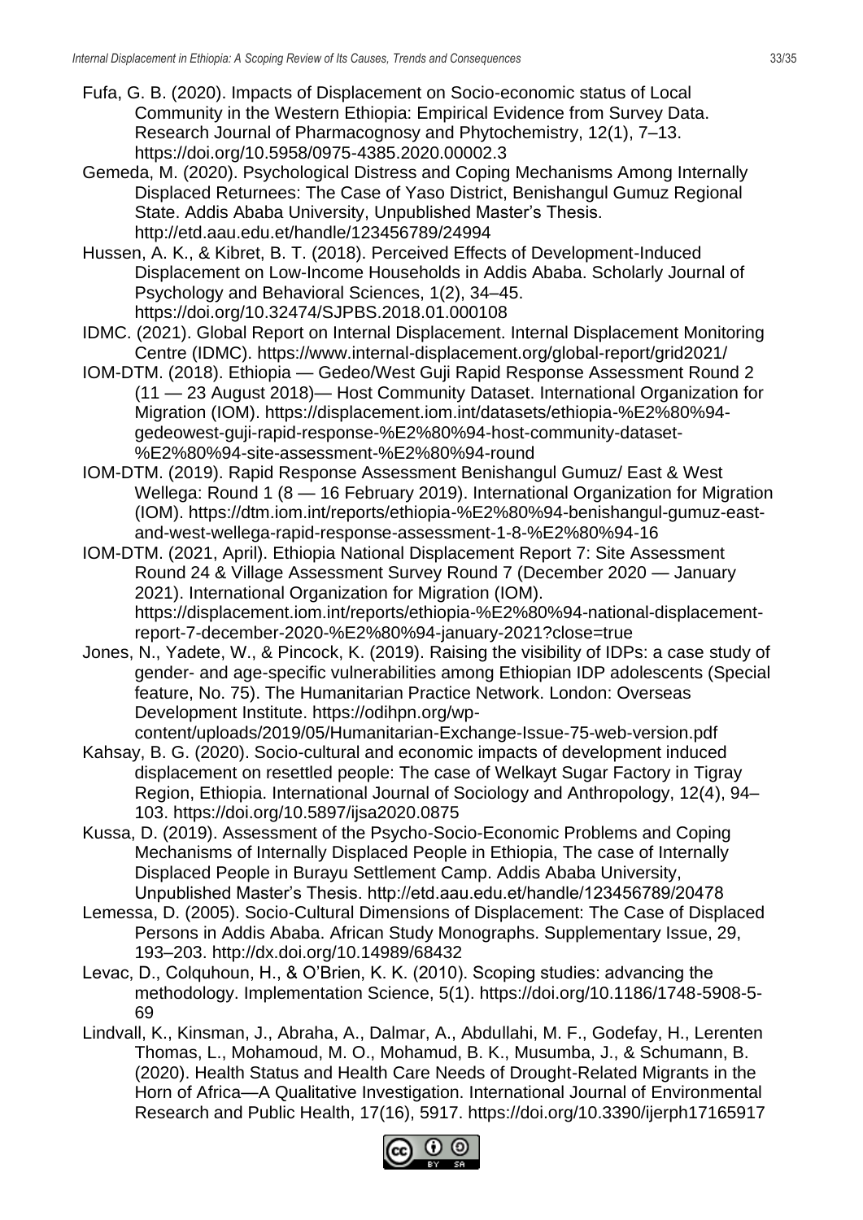Fufa, G. B. (2020). Impacts of Displacement on Socio-economic status of Local Community in the Western Ethiopia: Empirical Evidence from Survey Data. Research Journal of Pharmacognosy and Phytochemistry, 12(1), 7–13. https://doi.org/10.5958/0975-4385.2020.00002.3

Gemeda, M. (2020). Psychological Distress and Coping Mechanisms Among Internally Displaced Returnees: The Case of Yaso District, Benishangul Gumuz Regional State. Addis Ababa University, Unpublished Master's Thesis. http://etd.aau.edu.et/handle/123456789/24994

Hussen, A. K., & Kibret, B. T. (2018). Perceived Effects of Development-Induced Displacement on Low-Income Households in Addis Ababa. Scholarly Journal of Psychology and Behavioral Sciences, 1(2), 34–45. https://doi.org/10.32474/SJPBS.2018.01.000108

IDMC. (2021). Global Report on Internal Displacement. Internal Displacement Monitoring Centre (IDMC). https://www.internal-displacement.org/global-report/grid2021/

IOM-DTM. (2018). Ethiopia — Gedeo/West Guji Rapid Response Assessment Round 2 (11 — 23 August 2018)— Host Community Dataset. International Organization for Migration (IOM). https://displacement.iom.int/datasets/ethiopia-%E2%80%94-gedeowest-guji-rapid-response-%E2%80%94-host-community-dataset-%E2%80%94-site-assessment-%E2%80%94-round

IOM-DTM. (2019). Rapid Response Assessment Benishangul Gumuz/ East & West Wellega: Round 1 (8 — 16 February 2019). International Organization for Migration (IOM). https://dtm.iom.int/reports/ethiopia-%E2%80%94-benishangul-gumuz-east-and-west-wellega-rapid-response-assessment-1-8-%E2%80%94-16

IOM-DTM. (2021, April). Ethiopia National Displacement Report 7: Site Assessment Round 24 & Village Assessment Survey Round 7 (December 2020 — January 2021). International Organization for Migration (IOM). https://displacement.iom.int/reports/ethiopia-%E2%80%94-national-displacement-report-7-december-2020-%E2%80%94-january-2021?close=true

Jones, N., Yadete, W., & Pincock, K. (2019). Raising the visibility of IDPs: a case study of gender- and age-specific vulnerabilities among Ethiopian IDP adolescents (Special feature, No. 75). The Humanitarian Practice Network. London: Overseas Development Institute. https://odihpn.org/wp-content/uploads/2019/05/Humanitarian-Exchange-Issue-75-web-version.pdf

Kahsay, B. G. (2020). Socio-cultural and economic impacts of development induced displacement on resettled people: The case of Welkayt Sugar Factory in Tigray Region, Ethiopia. International Journal of Sociology and Anthropology, 12(4), 94–103. https://doi.org/10.5897/ijsa2020.0875

Kussa, D. (2019). Assessment of the Psycho-Socio-Economic Problems and Coping Mechanisms of Internally Displaced People in Ethiopia, The case of Internally Displaced People in Burayu Settlement Camp. Addis Ababa University, Unpublished Master's Thesis. http://etd.aau.edu.et/handle/123456789/20478

Lemessa, D. (2005). Socio-Cultural Dimensions of Displacement: The Case of Displaced Persons in Addis Ababa. African Study Monographs. Supplementary Issue, 29, 193–203. http://dx.doi.org/10.14989/68432

Levac, D., Colquhoun, H., & O'Brien, K. K. (2010). Scoping studies: advancing the methodology. Implementation Science, 5(1). https://doi.org/10.1186/1748-5908-5-69

Lindvall, K., Kinsman, J., Abraha, A., Dalmar, A., Abdullahi, M. F., Godefay, H., Lerenten Thomas, L., Mohamoud, M. O., Mohamud, B. K., Musumba, J., & Schumann, B. (2020). Health Status and Health Care Needs of Drought-Related Migrants in the Horn of Africa—A Qualitative Investigation. International Journal of Environmental Research and Public Health, 17(16), 5917. https://doi.org/10.3390/ijerph17165917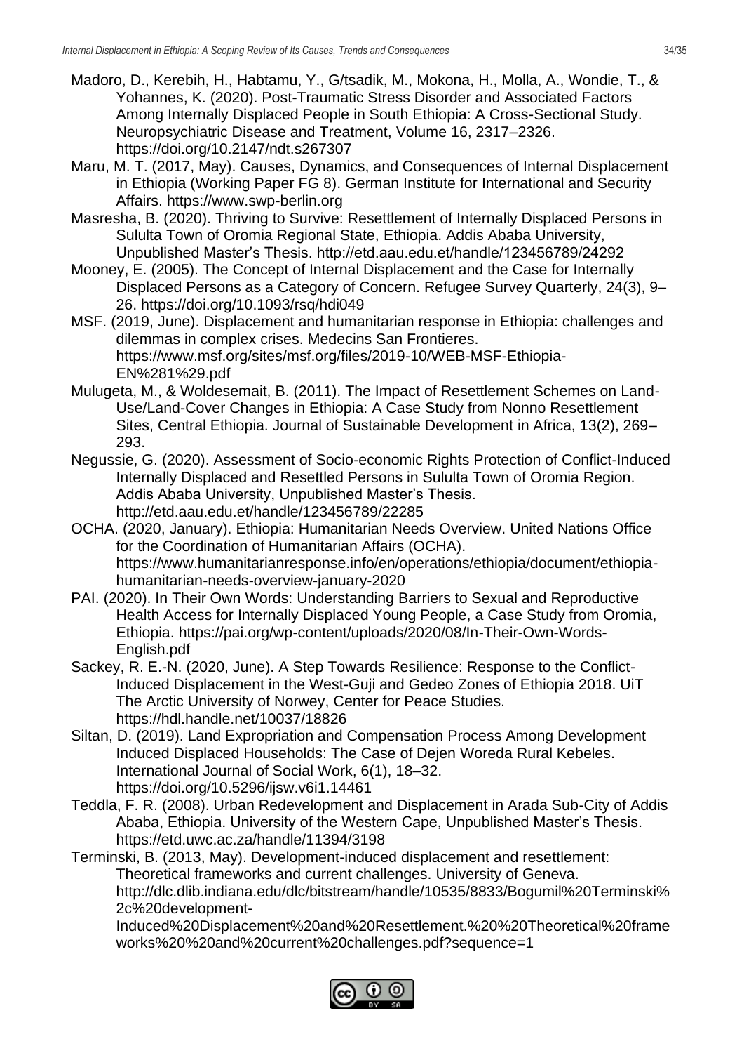Madoro, D., Kerebih, H., Habtamu, Y., G/tsadik, M., Mokona, H., Molla, A., Wondie, T., & Yohannes, K. (2020). Post-Traumatic Stress Disorder and Associated Factors Among Internally Displaced People in South Ethiopia: A Cross-Sectional Study. Neuropsychiatric Disease and Treatment, Volume 16, 2317–2326. https://doi.org/10.2147/ndt.s267307

Maru, M. T. (2017, May). Causes, Dynamics, and Consequences of Internal Displacement in Ethiopia (Working Paper FG 8). German Institute for International and Security Affairs. https://www.swp-berlin.org

Masresha, B. (2020). Thriving to Survive: Resettlement of Internally Displaced Persons in Sululta Town of Oromia Regional State, Ethiopia. Addis Ababa University, Unpublished Master's Thesis. http://etd.aau.edu.et/handle/123456789/24292

Mooney, E. (2005). The Concept of Internal Displacement and the Case for Internally Displaced Persons as a Category of Concern. Refugee Survey Quarterly, 24(3), 9–26. https://doi.org/10.1093/rsq/hdi049

MSF. (2019, June). Displacement and humanitarian response in Ethiopia: challenges and dilemmas in complex crises. Medecins San Frontieres. https://www.msf.org/sites/msf.org/files/2019-10/WEB-MSF-Ethiopia-EN%281%29.pdf

Mulugeta, M., & Woldesemait, B. (2011). The Impact of Resettlement Schemes on Land-Use/Land-Cover Changes in Ethiopia: A Case Study from Nonno Resettlement Sites, Central Ethiopia. Journal of Sustainable Development in Africa, 13(2), 269–293.

Negussie, G. (2020). Assessment of Socio-economic Rights Protection of Conflict-Induced Internally Displaced and Resettled Persons in Sululta Town of Oromia Region. Addis Ababa University, Unpublished Master's Thesis. http://etd.aau.edu.et/handle/123456789/22285

OCHA. (2020, January). Ethiopia: Humanitarian Needs Overview. United Nations Office for the Coordination of Humanitarian Affairs (OCHA). https://www.humanitarianresponse.info/en/operations/ethiopia/document/ethiopia-humanitarian-needs-overview-january-2020

PAI. (2020). In Their Own Words: Understanding Barriers to Sexual and Reproductive Health Access for Internally Displaced Young People, a Case Study from Oromia, Ethiopia. https://pai.org/wp-content/uploads/2020/08/In-Their-Own-Words-English.pdf

Sackey, R. E.-N. (2020, June). A Step Towards Resilience: Response to the Conflict-Induced Displacement in the West-Guji and Gedeo Zones of Ethiopia 2018. UiT The Arctic University of Norwey, Center for Peace Studies. https://hdl.handle.net/10037/18826

Siltan, D. (2019). Land Expropriation and Compensation Process Among Development Induced Displaced Households: The Case of Dejen Woreda Rural Kebeles. International Journal of Social Work, 6(1), 18–32. https://doi.org/10.5296/ijsw.v6i1.14461

Teddla, F. R. (2008). Urban Redevelopment and Displacement in Arada Sub-City of Addis Ababa, Ethiopia. University of the Western Cape, Unpublished Master's Thesis. https://etd.uwc.ac.za/handle/11394/3198

Terminski, B. (2013, May). Development-induced displacement and resettlement: Theoretical frameworks and current challenges. University of Geneva. http://dlc.dlib.indiana.edu/dlc/bitstream/handle/10535/8833/Bogumil%20Terminski%2c%20development-Induced%20Displacement%20and%20Resettlement.%20%20Theoretical%20frameworks%20%20and%20current%20challenges.pdf?sequence=1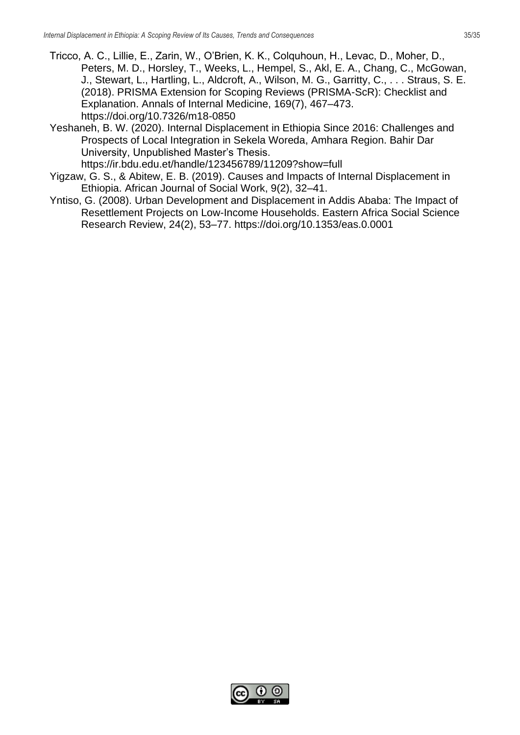Tricco, A. C., Lillie, E., Zarin, W., O'Brien, K. K., Colquhoun, H., Levac, D., Moher, D., Peters, M. D., Horsley, T., Weeks, L., Hempel, S., Akl, E. A., Chang, C., McGowan, J., Stewart, L., Hartling, L., Aldcroft, A., Wilson, M. G., Garritty, C., . . . Straus, S. E. (2018). PRISMA Extension for Scoping Reviews (PRISMA-ScR): Checklist and Explanation. Annals of Internal Medicine, 169(7), 467–473. https://doi.org/10.7326/m18-0850

Yeshaneh, B. W. (2020). Internal Displacement in Ethiopia Since 2016: Challenges and Prospects of Local Integration in Sekela Woreda, Amhara Region. Bahir Dar University, Unpublished Master's Thesis. https://ir.bdu.edu.et/handle/123456789/11209?show=full

Yigzaw, G. S., & Abitew, E. B. (2019). Causes and Impacts of Internal Displacement in Ethiopia. African Journal of Social Work, 9(2), 32–41.

Yntiso, G. (2008). Urban Development and Displacement in Addis Ababa: The Impact of Resettlement Projects on Low-Income Households. Eastern Africa Social Science Research Review, 24(2), 53–77. https://doi.org/10.1353/eas.0.0001